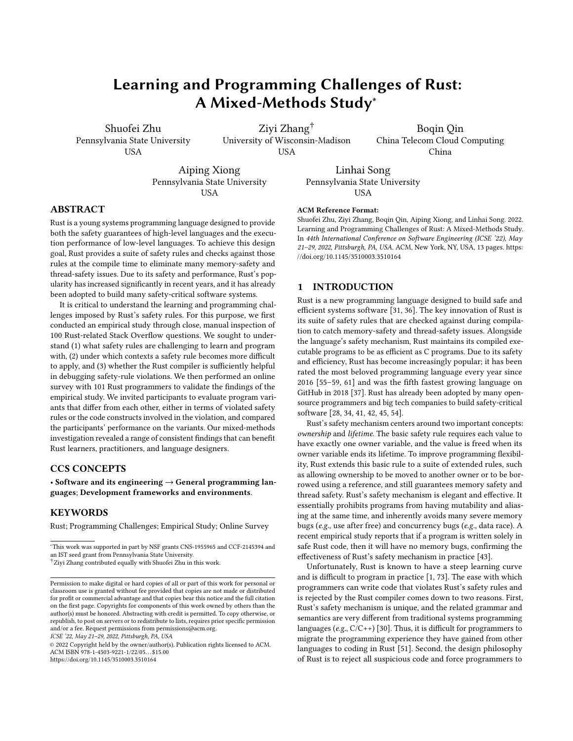# Learning and Programming Challenges of Rust: A Mixed-Methods Study*

Shuofei Zhu
Pennsylvania State University
USA

Ziyi Zhang[†]
University of Wisconsin-Madison
USA

Boqin Qin
China Telecom Cloud Computing
China

Aiping Xiong
Pennsylvania State University
USA

Linhai Song
Pennsylvania State University
USA

## ABSTRACT

Rust is a young systems programming language designed to provide both the safety guarantees of high-level languages and the execution performance of low-level languages. To achieve this design goal, Rust provides a suite of safety rules and checks against those rules at the compile time to eliminate many memory-safety and thread-safety issues. Due to its safety and performance, Rust's popularity has increased significantly in recent years, and it has already been adopted to build many safety-critical software systems.

It is critical to understand the learning and programming challenges imposed by Rust's safety rules. For this purpose, we first conducted an empirical study through close, manual inspection of 100 Rust-related Stack Overflow questions. We sought to understand (1) what safety rules are challenging to learn and program with, (2) under which contexts a safety rule becomes more difficult to apply, and (3) whether the Rust compiler is sufficiently helpful in debugging safety-rule violations. We then performed an online survey with 101 Rust programmers to validate the findings of the empirical study. We invited participants to evaluate program variants that differ from each other, either in terms of violated safety rules or the code constructs involved in the violation, and compared the participants' performance on the variants. Our mixed-methods investigation revealed a range of consistent findings that can benefit Rust learners, practitioners, and language designers.

## CCS CONCEPTS

• **Software and its engineering** → **General programming languages**; **Development frameworks and environments**.

## KEYWORDS

Rust; Programming Challenges; Empirical Study; Online Survey

*This work was supported in part by NSF grants CNS-1955965 and CCF-2145394 and an IST seed grant from Pennsylvania State University.
[†]Ziyi Zhang contributed equally with Shuofei Zhu in this work.

Permission to make digital or hard copies of all or part of this work for personal or classroom use is granted without fee provided that copies are not made or distributed for profit or commercial advantage and that copies bear this notice and the full citation on the first page. Copyrights for components of this work owned by others than the author(s) must be honored. Abstracting with credit is permitted. To copy otherwise, or republish, to post on servers or to redistribute to lists, requires prior specific permission and/or a fee. Request permissions from permissions@acm.org.
*ICSE '22, May 21–29, 2022, Pittsburgh, PA, USA*
© 2022 Copyright held by the owner/author(s). Publication rights licensed to ACM.
ACM ISBN 978-1-4503-9221-1/22/05...$15.00
https://doi.org/10.1145/3510003.3510164

**ACM Reference Format:**
Shuofei Zhu, Ziyi Zhang, Boqin Qin, Aiping Xiong, and Linhai Song. 2022. Learning and Programming Challenges of Rust: A Mixed-Methods Study. In *44th International Conference on Software Engineering (ICSE '22), May 21–29, 2022, Pittsburgh, PA, USA.* ACM, New York, NY, USA, 13 pages. https://doi.org/10.1145/3510003.3510164

## 1 INTRODUCTION

Rust is a new programming language designed to build safe and efficient systems software [31, 36]. The key innovation of Rust is its suite of safety rules that are checked against during compilation to catch memory-safety and thread-safety issues. Alongside the language's safety mechanism, Rust maintains its compiled executable programs to be as efficient as C programs. Due to its safety and efficiency, Rust has become increasingly popular; it has been rated the most beloved programming language every year since 2016 [55–59, 61] and was the fifth fastest growing language on GitHub in 2018 [37]. Rust has already been adopted by many open-source programmers and big tech companies to build safety-critical software [28, 34, 41, 42, 45, 54].

Rust's safety mechanism centers around two important concepts: *ownership* and *lifetime*. The basic safety rule requires each value to have exactly one owner variable, and the value is freed when its owner variable ends its lifetime. To improve programming flexibility, Rust extends this basic rule to a suite of extended rules, such as allowing ownership to be moved to another owner or to be borrowed using a reference, and still guarantees memory safety and thread safety. Rust's safety mechanism is elegant and effective. It essentially prohibits programs from having mutability and aliasing at the same time, and inherently avoids many severe memory bugs (*e.g.*, use after free) and concurrency bugs (*e.g.*, data race). A recent empirical study reports that if a program is written solely in safe Rust code, then it will have no memory bugs, confirming the effectiveness of Rust's safety mechanism in practice [43].

Unfortunately, Rust is known to have a steep learning curve and is difficult to program in practice [1, 73]. The ease with which programmers can write code that violates Rust's safety rules and is rejected by the Rust compiler comes down to two reasons. First, Rust's safety mechanism is unique, and the related grammar and semantics are very different from traditional systems programming languages (*e.g.*, C/C++) [30]. Thus, it is difficult for programmers to migrate the programming experience they have gained from other languages to coding in Rust [51]. Second, the design philosophy of Rust is to reject all suspicious code and force programmers to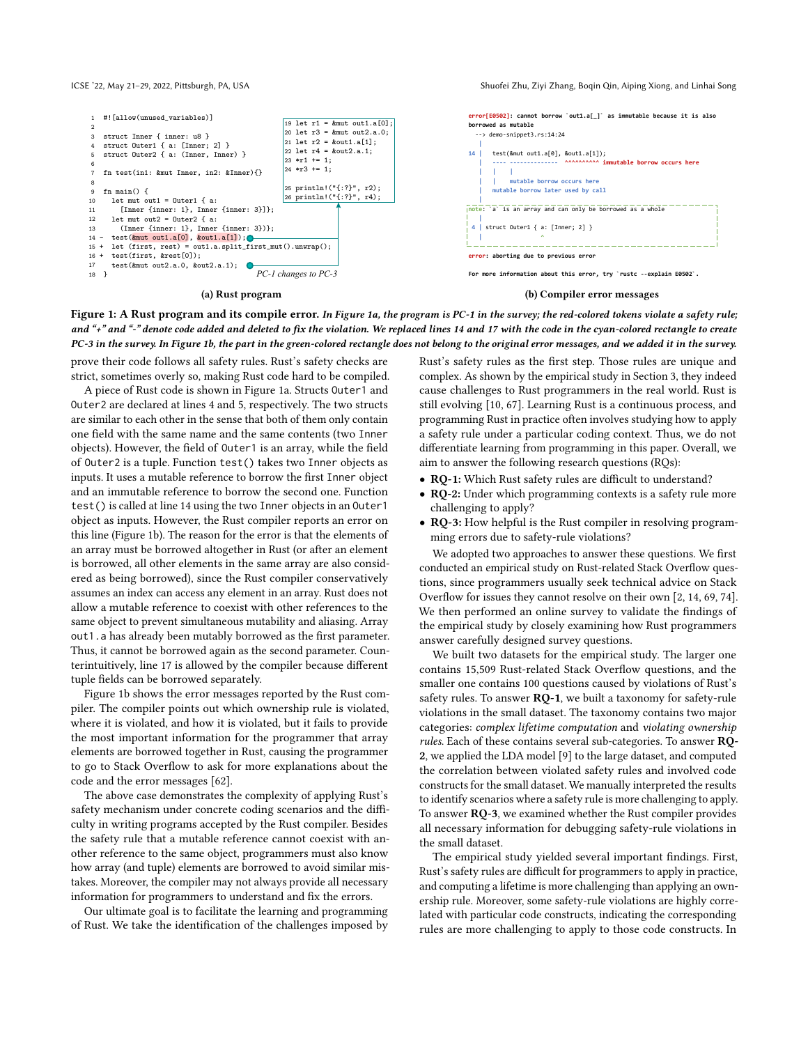```rust
1  #![allow(unused_variables)]
2
3  struct Inner { inner: u8 }
4  struct Outer1 { a: [Inner; 2] }
5  struct Outer2 { a: (Inner, Inner) }
6
7  fn test(in1: &mut Inner, in2: &Inner){}
8
9  fn main() {
10   let mut out1 = Outer1 { a:
11     [Inner {inner: 1}, Inner {inner: 3}]};
12   let mut out2 = Outer2 { a:
13     (Inner {inner: 1}, Inner {inner: 3})};
14 - test(&mut out1.a[0], &out1.a[1]);
15 + let (first, rest) = out1.a.split_first_mut().unwrap();
16 + test(first, &rest[0]);
17   test(&mut out2.a.0, &out2.a.1);
18 }
```

```rust
19 let r1 = &mut out1.a[0];
20 let r3 = &mut out2.a.0;
21 let r2 = &out1.a[1];
22 let r4 = &out2.a.1;
23 *r1 += 1;
24 *r3 += 1;

25 println!("{:?}", r2);
26 println!("{:?}", r4);
```

PC-1 changes to PC-3

(a) Rust program

```
error[E0502]: cannot borrow `out1.a[_]` as immutable because it is also
borrowed as mutable
  --> demo-snippet3.rs:14:24
   |
14 |     test(&mut out1.a[0], &out1.a[1]);
   |     ---- --------------  ^^^^^^^^^^ immutable borrow occurs here
   |     |    |
   |     |    mutable borrow occurs here
   |     mutable borrow later used by call
   |
note: `a` is an array and can only be borrowed as a whole
   |
 4 | struct Outer1 { a: [Inner; 2] }
   |                 ^

error: aborting due to previous error

For more information about this error, try `rustc --explain E0502`.
```

(b) Compiler error messages

**Figure 1: A Rust program and its compile error.** *In Figure 1a, the program is PC-1 in the survey; the red-colored tokens violate a safety rule; and "+" and "-" denote code added and deleted to fix the violation. We replaced lines 14 and 17 with the code in the cyan-colored rectangle to create PC-3 in the survey. In Figure 1b, the part in the green-colored rectangle does not belong to the original error messages, and we added it in the survey.*

prove their code follows all safety rules. Rust's safety checks are strict, sometimes overly so, making Rust code hard to be compiled.

A piece of Rust code is shown in Figure 1a. Structs `Outer1` and `Outer2` are declared at lines 4 and 5, respectively. The two structs are similar to each other in the sense that both of them only contain one field with the same name and the same contents (two `Inner` objects). However, the field of `Outer1` is an array, while the field of `Outer2` is a tuple. Function `test()` takes two `Inner` objects as inputs. It uses a mutable reference to borrow the first `Inner` object and an immutable reference to borrow the second one. Function `test()` is called at line 14 using the two `Inner` objects in an `Outer1` object as inputs. However, the Rust compiler reports an error on this line (Figure 1b). The reason for the error is that the elements of an array must be borrowed altogether in Rust (or after an element is borrowed, all other elements in the same array are also considered as being borrowed), since the Rust compiler conservatively assumes an index can access any element in an array. Rust does not allow a mutable reference to coexist with other references to the same object to prevent simultaneous mutability and aliasing. Array `out1.a` has already been mutably borrowed as the first parameter. Thus, it cannot be borrowed again as the second parameter. Counterintuitively, line 17 is allowed by the compiler because different tuple fields can be borrowed separately.

Figure 1b shows the error messages reported by the Rust compiler. The compiler points out which ownership rule is violated, where it is violated, and how it is violated, but it fails to provide the most important information for the programmer that array elements are borrowed together in Rust, causing the programmer to go to Stack Overflow to ask for more explanations about the code and the error messages [62].

The above case demonstrates the complexity of applying Rust's safety mechanism under concrete coding scenarios and the difficulty in writing programs accepted by the Rust compiler. Besides the safety rule that a mutable reference cannot coexist with another reference to the same object, programmers must also know how array (and tuple) elements are borrowed to avoid similar mistakes. Moreover, the compiler may not always provide all necessary information for programmers to understand and fix the errors.

Our ultimate goal is to facilitate the learning and programming of Rust. We take the identification of the challenges imposed by Rust's safety rules as the first step. Those rules are unique and complex. As shown by the empirical study in Section 3, they indeed cause challenges to Rust programmers in the real world. Rust is still evolving [10, 67]. Learning Rust is a continuous process, and programming Rust in practice often involves studying how to apply a safety rule under a particular coding context. Thus, we do not differentiate learning from programming in this paper. Overall, we aim to answer the following research questions (RQs):

- **RQ-1:** Which Rust safety rules are difficult to understand?
- **RQ-2:** Under which programming contexts is a safety rule more challenging to apply?
- **RQ-3:** How helpful is the Rust compiler in resolving programming errors due to safety-rule violations?

We adopted two approaches to answer these questions. We first conducted an empirical study on Rust-related Stack Overflow questions, since programmers usually seek technical advice on Stack Overflow for issues they cannot resolve on their own [2, 14, 69, 74]. We then performed an online survey to validate the findings of the empirical study by closely examining how Rust programmers answer carefully designed survey questions.

We built two datasets for the empirical study. The larger one contains 15,509 Rust-related Stack Overflow questions, and the smaller one contains 100 questions caused by violations of Rust's safety rules. To answer **RQ-1**, we built a taxonomy for safety-rule violations in the small dataset. The taxonomy contains two major categories: *complex lifetime computation* and *violating ownership rules*. Each of these contains several sub-categories. To answer **RQ-2**, we applied the LDA model [9] to the large dataset, and computed the correlation between violated safety rules and involved code constructs for the small dataset. We manually interpreted the results to identify scenarios where a safety rule is more challenging to apply. To answer **RQ-3**, we examined whether the Rust compiler provides all necessary information for debugging safety-rule violations in the small dataset.

The empirical study yielded several important findings. First, Rust's safety rules are difficult for programmers to apply in practice, and computing a lifetime is more challenging than applying an ownership rule. Moreover, some safety-rule violations are highly correlated with particular code constructs, indicating the corresponding rules are more challenging to apply to those code constructs. In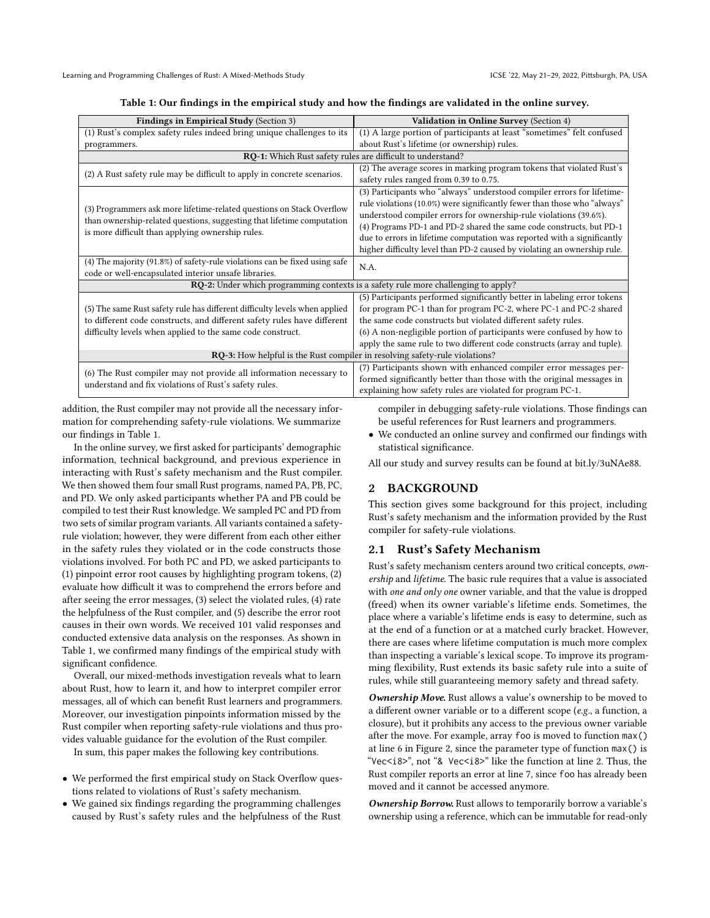**Table 1: Our findings in the empirical study and how the findings are validated in the online survey.**

| **Findings in Empirical Study** (Section 3) | **Validation in Online Survey** (Section 4) |
|---|---|
| (1) Rust's complex safety rules indeed bring unique challenges to its programmers. | (1) A large portion of participants at least "sometimes" felt confused about Rust's lifetime (or ownership) rules. |
| **RQ-1:** Which Rust safety rules are difficult to understand? | |
| (2) A Rust safety rule may be difficult to apply in concrete scenarios. | (2) The average scores in marking program tokens that violated Rust's safety rules ranged from 0.39 to 0.75. |
| (3) Programmers ask more lifetime-related questions on Stack Overflow than ownership-related questions, suggesting that lifetime computation is more difficult than applying ownership rules. | (3) Participants who "always" understood compiler errors for lifetime-rule violations (10.0%) were significantly fewer than those who "always" understood compiler errors for ownership-rule violations (39.6%). (4) Programs PD-1 and PD-2 shared the same code constructs, but PD-1 due to errors in lifetime computation was reported with a significantly higher difficulty level than PD-2 caused by violating an ownership rule. |
| (4) The majority (91.8%) of safety-rule violations can be fixed using safe code or well-encapsulated interior unsafe libraries. | N.A. |
| **RQ-2:** Under which programming contexts is a safety rule more challenging to apply? | |
| (5) The same Rust safety rule has different difficulty levels when applied to different code constructs, and different safety rules have different difficulty levels when applied to the same code construct. | (5) Participants performed significantly better in labeling error tokens for program PC-1 than for program PC-2, where PC-1 and PC-2 shared the same code constructs but violated different safety rules. (6) A non-negligible portion of participants were confused by how to apply the same rule to two different code constructs (array and tuple). |
| **RQ-3:** How helpful is the Rust compiler in resolving safety-rule violations? | |
| (6) The Rust compiler may not provide all information necessary to understand and fix violations of Rust's safety rules. | (7) Participants shown with enhanced compiler error messages performed significantly better than those with the original messages in explaining how safety rules are violated for program PC-1. |

addition, the Rust compiler may not provide all the necessary information for comprehending safety-rule violations. We summarize our findings in Table 1.

In the online survey, we first asked for participants' demographic information, technical background, and previous experience in interacting with Rust's safety mechanism and the Rust compiler. We then showed them four small Rust programs, named PA, PB, PC, and PD. We only asked participants whether PA and PB could be compiled to test their Rust knowledge. We sampled PC and PD from two sets of similar program variants. All variants contained a safety-rule violation; however, they were different from each other either in the safety rules they violated or in the code constructs those violations involved. For both PC and PD, we asked participants to (1) pinpoint error root causes by highlighting program tokens, (2) evaluate how difficult it was to comprehend the errors before and after seeing the error messages, (3) select the violated rules, (4) rate the helpfulness of the Rust compiler, and (5) describe the error root causes in their own words. We received 101 valid responses and conducted extensive data analysis on the responses. As shown in Table 1, we confirmed many findings of the empirical study with significant confidence.

Overall, our mixed-methods investigation reveals what to learn about Rust, how to learn it, and how to interpret compiler error messages, all of which can benefit Rust learners and programmers. Moreover, our investigation pinpoints information missed by the Rust compiler when reporting safety-rule violations and thus provides valuable guidance for the evolution of the Rust compiler.

In sum, this paper makes the following key contributions.

- We performed the first empirical study on Stack Overflow questions related to violations of Rust's safety mechanism.
- We gained six findings regarding the programming challenges caused by Rust's safety rules and the helpfulness of the Rust compiler in debugging safety-rule violations. Those findings can be useful references for Rust learners and programmers.
- We conducted an online survey and confirmed our findings with statistical significance.

All our study and survey results can be found at bit.ly/3uNAe88.

## 2 BACKGROUND

This section gives some background for this project, including Rust's safety mechanism and the information provided by the Rust compiler for safety-rule violations.

### 2.1 Rust's Safety Mechanism

Rust's safety mechanism centers around two critical concepts, *ownership* and *lifetime*. The basic rule requires that a value is associated with *one and only one* owner variable, and that the value is dropped (freed) when its owner variable's lifetime ends. Sometimes, the place where a variable's lifetime ends is easy to determine, such as at the end of a function or at a matched curly bracket. However, there are cases where lifetime computation is much more complex than inspecting a variable's lexical scope. To improve its programming flexibility, Rust extends its basic safety rule into a suite of rules, while still guaranteeing memory safety and thread safety.

***Ownership Move.*** Rust allows a value's ownership to be moved to a different owner variable or to a different scope (*e.g.*, a function, a closure), but it prohibits any access to the previous owner variable after the move. For example, array `foo` is moved to function `max()` at line 6 in Figure 2, since the parameter type of function `max()` is "`Vec<i8>`", not "`& Vec<i8>`" like the function at line 2. Thus, the Rust compiler reports an error at line 7, since `foo` has already been moved and it cannot be accessed anymore.

***Ownership Borrow.*** Rust allows to temporarily borrow a variable's ownership using a reference, which can be immutable for read-only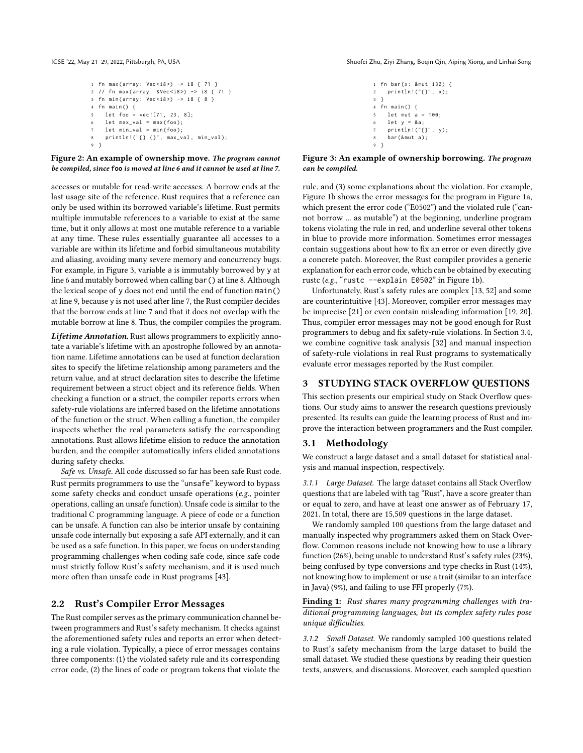```
1 fn max(array: Vec<i8>) -> i8 { 71 }
2 // fn max(array: &Vec<i8>) -> i8 { 71 }
3 fn min(array: Vec<i8>) -> i8 { 8 }
4 fn main() {
5   let foo = vec![71, 23, 8];
6   let max_val = max(foo);
7   let min_val = min(foo);
8   println!("{} {}", max_val, min_val);
9 }
```

**Figure 2: An example of ownership move.** ***The program cannot be compiled, since* `foo` *is moved at line 6 and it cannot be used at line 7.***

```
1 fn bar(x: &mut i32) {
2   println!("{}", x);
3 }
4 fn main() {
5   let mut a = 100;
6   let y = &a;
7   println!("{}", y);
8   bar(&mut a);
9 }
```

**Figure 3: An example of ownership borrowing.** ***The program can be compiled.***

accesses or mutable for read-write accesses. A borrow ends at the last usage site of the reference. Rust requires that a reference can only be used within its borrowed variable's lifetime. Rust permits multiple immutable references to a variable to exist at the same time, but it only allows at most one mutable reference to a variable at any time. These rules essentially guarantee all accesses to a variable are within its lifetime and forbid simultaneous mutability and aliasing, avoiding many severe memory and concurrency bugs. For example, in Figure 3, variable `a` is immutably borrowed by `y` at line 6 and mutably borrowed when calling `bar()` at line 8. Although the lexical scope of `y` does not end until the end of function `main()` at line 9, because `y` is not used after line 7, the Rust compiler decides that the borrow ends at line 7 and that it does not overlap with the mutable borrow at line 8. Thus, the compiler compiles the program.

***Lifetime Annotation.*** Rust allows programmers to explicitly annotate a variable's lifetime with an apostrophe followed by an annotation name. Lifetime annotations can be used at function declaration sites to specify the lifetime relationship among parameters and the return value, and at struct declaration sites to describe the lifetime requirement between a struct object and its reference fields. When checking a function or a struct, the compiler reports errors when safety-rule violations are inferred based on the lifetime annotations of the function or the struct. When calling a function, the compiler inspects whether the real parameters satisfy the corresponding annotations. Rust allows lifetime elision to reduce the annotation burden, and the compiler automatically infers elided annotations during safety checks.

*Safe vs. Unsafe.* All code discussed so far has been safe Rust code. Rust permits programmers to use the "unsafe" keyword to bypass some safety checks and conduct unsafe operations (*e.g.*, pointer operations, calling an unsafe function). Unsafe code is similar to the traditional C programming language. A piece of code or a function can be unsafe. A function can also be interior unsafe by containing unsafe code internally but exposing a safe API externally, and it can be used as a safe function. In this paper, we focus on understanding programming challenges when coding safe code, since safe code must strictly follow Rust's safety mechanism, and it is used much more often than unsafe code in Rust programs [43].

## 2.2 Rust's Compiler Error Messages

The Rust compiler serves as the primary communication channel between programmers and Rust's safety mechanism. It checks against the aforementioned safety rules and reports an error when detecting a rule violation. Typically, a piece of error messages contains three components: (1) the violated safety rule and its corresponding error code, (2) the lines of code or program tokens that violate the rule, and (3) some explanations about the violation. For example, Figure 1b shows the error messages for the program in Figure 1a, which present the error code ("E0502") and the violated rule ("cannot borrow ... as mutable") at the beginning, underline program tokens violating the rule in red, and underline several other tokens in blue to provide more information. Sometimes error messages contain suggestions about how to fix an error or even directly give a concrete patch. Moreover, the Rust compiler provides a generic explanation for each error code, which can be obtained by executing rustc (*e.g.*, "`rustc --explain E0502`" in Figure 1b).

Unfortunately, Rust's safety rules are complex [13, 52] and some are counterintuitive [43]. Moreover, compiler error messages may be imprecise [21] or even contain misleading information [19, 20]. Thus, compiler error messages may not be good enough for Rust programmers to debug and fix safety-rule violations. In Section 3.4, we combine cognitive task analysis [32] and manual inspection of safety-rule violations in real Rust programs to systematically evaluate error messages reported by the Rust compiler.

# 3 STUDYING STACK OVERFLOW QUESTIONS

This section presents our empirical study on Stack Overflow questions. Our study aims to answer the research questions previously presented. Its results can guide the learning process of Rust and improve the interaction between programmers and the Rust compiler.

## 3.1 Methodology

We construct a large dataset and a small dataset for statistical analysis and manual inspection, respectively.

*3.1.1 Large Dataset.* The large dataset contains all Stack Overflow questions that are labeled with tag "Rust", have a score greater than or equal to zero, and have at least one answer as of February 17, 2021. In total, there are 15,509 questions in the large dataset.

We randomly sampled 100 questions from the large dataset and manually inspected why programmers asked them on Stack Overflow. Common reasons include not knowing how to use a library function (26%), being unable to understand Rust's safety rules (23%), being confused by type conversions and type checks in Rust (14%), not knowing how to implement or use a trait (similar to an interface in Java) (9%), and failing to use FFI properly (7%).

**Finding 1:** *Rust shares many programming challenges with traditional programming languages, but its complex safety rules pose unique difficulties.*

*3.1.2 Small Dataset.* We randomly sampled 100 questions related to Rust's safety mechanism from the large dataset to build the small dataset. We studied these questions by reading their question texts, answers, and discussions. Moreover, each sampled question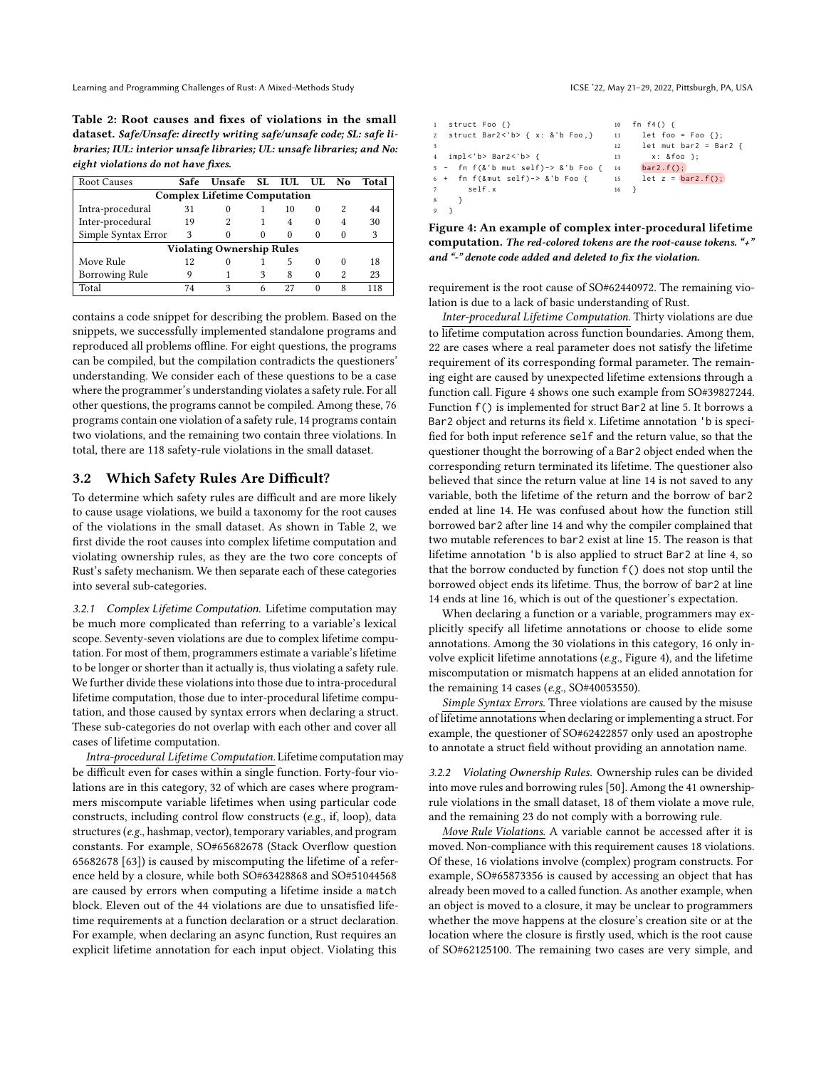**Table 2: Root causes and fixes of violations in the small dataset.** ***Safe/Unsafe: directly writing safe/unsafe code; SL: safe libraries; IUL: interior unsafe libraries; UL: unsafe libraries; and No: eight violations do not have fixes.***

| Root Causes | Safe | Unsafe | SL | IUL | UL | No | Total |
|---|---|---|---|---|---|---|---|
| **Complex Lifetime Computation** | | | | | | | |
| Intra-procedural | 31 | 0 | 1 | 10 | 0 | 2 | 44 |
| Inter-procedural | 19 | 2 | 1 | 4 | 0 | 4 | 30 |
| Simple Syntax Error | 3 | 0 | 0 | 0 | 0 | 0 | 3 |
| **Violating Ownership Rules** | | | | | | | |
| Move Rule | 12 | 0 | 1 | 5 | 0 | 0 | 18 |
| Borrowing Rule | 9 | 1 | 3 | 8 | 0 | 2 | 23 |
| Total | 74 | 3 | 6 | 27 | 0 | 8 | 118 |

contains a code snippet for describing the problem. Based on the snippets, we successfully implemented standalone programs and reproduced all problems offline. For eight questions, the programs can be compiled, but the compilation contradicts the questioners' understanding. We consider each of these questions to be a case where the programmer's understanding violates a safety rule. For all other questions, the programs cannot be compiled. Among these, 76 programs contain one violation of a safety rule, 14 programs contain two violations, and the remaining two contain three violations. In total, there are 118 safety-rule violations in the small dataset.

## 3.2 Which Safety Rules Are Difficult?

To determine which safety rules are difficult and are more likely to cause usage violations, we build a taxonomy for the root causes of the violations in the small dataset. As shown in Table 2, we first divide the root causes into complex lifetime computation and violating ownership rules, as they are the two core concepts of Rust's safety mechanism. We then separate each of these categories into several sub-categories.

*3.2.1 Complex Lifetime Computation.* Lifetime computation may be much more complicated than referring to a variable's lexical scope. Seventy-seven violations are due to complex lifetime computation. For most of them, programmers estimate a variable's lifetime to be longer or shorter than it actually is, thus violating a safety rule. We further divide these violations into those due to intra-procedural lifetime computation, those due to inter-procedural lifetime computation, and those caused by syntax errors when declaring a struct. These sub-categories do not overlap with each other and cover all cases of lifetime computation.

Intra-procedural Lifetime Computation. Lifetime computation may be difficult even for cases within a single function. Forty-four violations are in this category, 32 of which are cases where programmers miscompute variable lifetimes when using particular code constructs, including control flow constructs (*e.g.*, if, loop), data structures (*e.g.*, hashmap, vector), temporary variables, and program constants. For example, SO#65682678 (Stack Overflow question 65682678 [63]) is caused by miscomputing the lifetime of a reference held by a closure, while both SO#63428868 and SO#51044568 are caused by errors when computing a lifetime inside a `match` block. Eleven out of the 44 violations are due to unsatisfied lifetime requirements at a function declaration or a struct declaration. For example, when declaring an `async` function, Rust requires an explicit lifetime annotation for each input object. Violating this requirement is the root cause of SO#62440972. The remaining violation is due to a lack of basic understanding of Rust.

Inter-procedural Lifetime Computation. Thirty violations are due to lifetime computation across function boundaries. Among them, 22 are cases where a real parameter does not satisfy the lifetime requirement of its corresponding formal parameter. The remaining eight are caused by unexpected lifetime extensions through a function call. Figure 4 shows one such example from SO#39827244. Function `f()` is implemented for struct `Bar2` at line 5. It borrows a `Bar2` object and returns its field `x`. Lifetime annotation `'b` is specified for both input reference `self` and the return value, so that the questioner thought the borrowing of a `Bar2` object ended when the corresponding return terminated its lifetime. The questioner also believed that since the return value at line 14 is not saved to any variable, both the lifetime of the return and the borrow of `bar2` ended at line 14. He was confused about how the function still borrowed `bar2` after line 14 and why the compiler complained that two mutable references to `bar2` exist at line 15. The reason is that lifetime annotation `'b` is also applied to struct `Bar2` at line 4, so that the borrow conducted by function `f()` does not stop until the borrowed object ends its lifetime. Thus, the borrow of `bar2` at line 14 ends at line 16, which is out of the questioner's expectation.

When declaring a function or a variable, programmers may explicitly specify all lifetime annotations or choose to elide some annotations. Among the 30 violations in this category, 16 only involve explicit lifetime annotations (*e.g.*, Figure 4), and the lifetime miscomputation or mismatch happens at an elided annotation for the remaining 14 cases (*e.g.*, SO#40053550).

Simple Syntax Errors. Three violations are caused by the misuse of lifetime annotations when declaring or implementing a struct. For example, the questioner of SO#62422857 only used an apostrophe to annotate a struct field without providing an annotation name.

*3.2.2 Violating Ownership Rules.* Ownership rules can be divided into move rules and borrowing rules [50]. Among the 41 ownership-rule violations in the small dataset, 18 of them violate a move rule, and the remaining 23 do not comply with a borrowing rule.

Move Rule Violations. A variable cannot be accessed after it is moved. Non-compliance with this requirement causes 18 violations. Of these, 16 violations involve (complex) program constructs. For example, SO#65873356 is caused by accessing an object that has already been moved to a called function. As another example, when an object is moved to a closure, it may be unclear to programmers whether the move happens at the closure's creation site or at the location where the closure is firstly used, which is the root cause of SO#62125100. The remaining two cases are very simple, and

```
1   struct Foo {}
2   struct Bar2<'b> { x: &'b Foo,}
3
4   impl<'b> Bar2<'b> {
5 -   fn f(&'b mut self)-> &'b Foo {
6 +   fn f(&mut self)-> &'b Foo {
7       self.x
8     }
9   }
10  fn f4() {
11    let foo = Foo {};
12    let mut bar2 = Bar2 {
13      x: &foo };
14    bar2.f();
15    let z = bar2.f();
16  }
```

**Figure 4: An example of complex inter-procedural lifetime computation.** ***The red-colored tokens are the root-cause tokens. "+" and "-" denote code added and deleted to fix the violation.***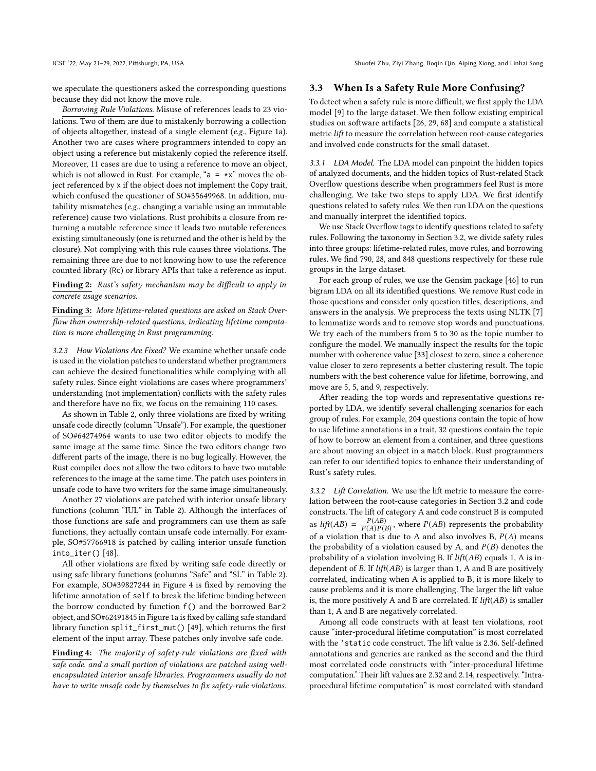we speculate the questioners asked the corresponding questions because they did not know the move rule.

*Borrowing Rule Violations.* Misuse of references leads to 23 violations. Two of them are due to mistakenly borrowing a collection of objects altogether, instead of a single element (*e.g.*, Figure 1a). Another two are cases where programmers intended to copy an object using a reference but mistakenly copied the reference itself. Moreover, 11 cases are due to using a reference to move an object, which is not allowed in Rust. For example, "`a = *x`" moves the object referenced by `x` if the object does not implement the `Copy` trait, which confused the questioner of SO#35649968. In addition, mutability mismatches (*e.g.*, changing a variable using an immutable reference) cause two violations. Rust prohibits a closure from returning a mutable reference since it leads two mutable references existing simultaneously (one is returned and the other is held by the closure). Not complying with this rule causes three violations. The remaining three are due to not knowing how to use the reference counted library (`Rc`) or library APIs that take a reference as input.

**Finding 2:** *Rust's safety mechanism may be difficult to apply in concrete usage scenarios.*

**Finding 3:** *More lifetime-related questions are asked on Stack Overflow than ownership-related questions, indicating lifetime computation is more challenging in Rust programming.*

#### 3.2.3 How Violations Are Fixed?

We examine whether unsafe code is used in the violation patches to understand whether programmers can achieve the desired functionalities while complying with all safety rules. Since eight violations are cases where programmers' understanding (not implementation) conflicts with the safety rules and therefore have no fix, we focus on the remaining 110 cases.

As shown in Table 2, only three violations are fixed by writing unsafe code directly (column "Unsafe"). For example, the questioner of SO#64274964 wants to use two editor objects to modify the same image at the same time. Since the two editors change two different parts of the image, there is no bug logically. However, the Rust compiler does not allow the two editors to have two mutable references to the image at the same time. The patch uses pointers in unsafe code to have two writers for the same image simultaneously.

Another 27 violations are patched with interior unsafe library functions (column "IUL" in Table 2). Although the interfaces of those functions are safe and programmers can use them as safe functions, they actually contain unsafe code internally. For example, SO#57766918 is patched by calling interior unsafe function `into_iter()` [48].

All other violations are fixed by writing safe code directly or using safe library functions (columns "Safe" and "SL" in Table 2). For example, SO#39827244 in Figure 4 is fixed by removing the lifetime annotation of `self` to break the lifetime binding between the borrow conducted by function `f()` and the borrowed `Bar2` object, and SO#62491845 in Figure 1a is fixed by calling safe standard library function `split_first_mut()` [49], which returns the first element of the input array. These patches only involve safe code.

**Finding 4:** *The majority of safety-rule violations are fixed with safe code, and a small portion of violations are patched using well-encapsulated interior unsafe libraries. Programmers usually do not have to write unsafe code by themselves to fix safety-rule violations.*

## 3.3 When Is a Safety Rule More Confusing?

To detect when a safety rule is more difficult, we first apply the LDA model [9] to the large dataset. We then follow existing empirical studies on software artifacts [26, 29, 68] and compute a statistical metric *lift* to measure the correlation between root-cause categories and involved code constructs for the small dataset.

#### 3.3.1 LDA Model.

The LDA model can pinpoint the hidden topics of analyzed documents, and the hidden topics of Rust-related Stack Overflow questions describe when programmers feel Rust is more challenging. We take two steps to apply LDA. We first identify questions related to safety rules. We then run LDA on the questions and manually interpret the identified topics.

We use Stack Overflow tags to identify questions related to safety rules. Following the taxonomy in Section 3.2, we divide safety rules into three groups: lifetime-related rules, move rules, and borrowing rules. We find 790, 28, and 848 questions respectively for these rule groups in the large dataset.

For each group of rules, we use the Gensim package [46] to run bigram LDA on all its identified questions. We remove Rust code in those questions and consider only question titles, descriptions, and answers in the analysis. We preprocess the texts using NLTK [7] to lemmatize words and to remove stop words and punctuations. We try each of the numbers from 5 to 30 as the topic number to configure the model. We manually inspect the results for the topic number with coherence value [33] closest to zero, since a coherence value closer to zero represents a better clustering result. The topic numbers with the best coherence value for lifetime, borrowing, and move are 5, 5, and 9, respectively.

After reading the top words and representative questions reported by LDA, we identify several challenging scenarios for each group of rules. For example, 204 questions contain the topic of how to use lifetime annotations in a trait, 32 questions contain the topic of how to borrow an element from a container, and three questions are about moving an object in a `match` block. Rust programmers can refer to our identified topics to enhance their understanding of Rust's safety rules.

#### 3.3.2 Lift Correlation.

We use the lift metric to measure the correlation between the root-cause categories in Section 3.2 and code constructs. The lift of category A and code construct B is computed as $lift(AB) = \frac{P(AB)}{P(A)P(B)}$, where $P(AB)$ represents the probability of a violation that is due to A and also involves B, $P(A)$ means the probability of a violation caused by A, and $P(B)$ denotes the probability of a violation involving B. If $lift(AB)$ equals 1, A is independent of $B$. If $lift(AB)$ is larger than 1, A and B are positively correlated, indicating when A is applied to B, it is more likely to cause problems and it is more challenging. The larger the lift value is, the more positively A and B are correlated. If $lift(AB)$ is smaller than 1, A and B are negatively correlated.

Among all code constructs with at least ten violations, root cause "inter-procedural lifetime computation" is most correlated with the `'static` code construct. The lift value is 2.36. Self-defined annotations and generics are ranked as the second and the third most correlated code constructs with "inter-procedural lifetime computation." Their lift values are 2.32 and 2.14, respectively. "Intra-procedural lifetime computation" is most correlated with standard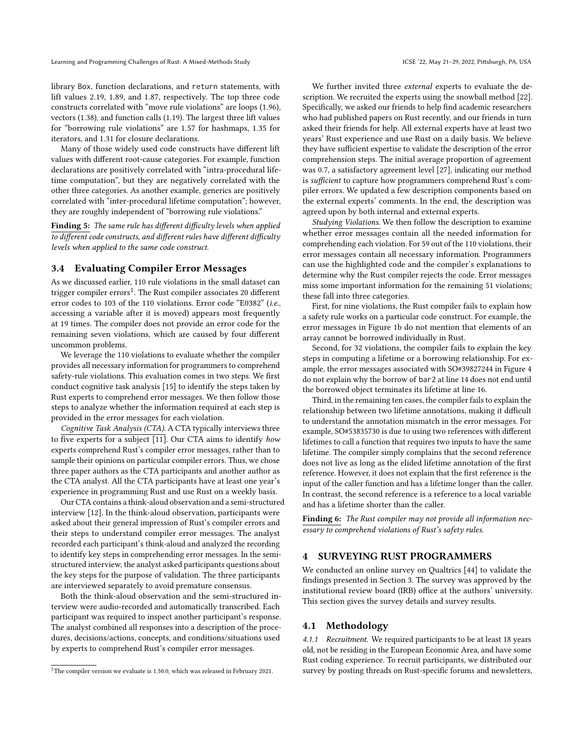library Box, function declarations, and return statements, with lift values 2.19, 1.89, and 1.87, respectively. The top three code constructs correlated with "move rule violations" are loops (1.96), vectors (1.38), and function calls (1.19). The largest three lift values for "borrowing rule violations" are 1.57 for hashmaps, 1.35 for iterators, and 1.31 for closure declarations.

Many of those widely used code constructs have different lift values with different root-cause categories. For example, function declarations are positively correlated with "intra-procedural lifetime computation", but they are negatively correlated with the other three categories. As another example, generics are positively correlated with "inter-procedural lifetime computation"; however, they are roughly independent of "borrowing rule violations."

**Finding 5:** *The same rule has different difficulty levels when applied to different code constructs, and different rules have different difficulty levels when applied to the same code construct.*

### 3.4 Evaluating Compiler Error Messages

As we discussed earlier, 110 rule violations in the small dataset can trigger compiler errors[1]. The Rust compiler associates 20 different error codes to 103 of the 110 violations. Error code "E0382" (*i.e.*, accessing a variable after it is moved) appears most frequently at 19 times. The compiler does not provide an error code for the remaining seven violations, which are caused by four different uncommon problems.

We leverage the 110 violations to evaluate whether the compiler provides all necessary information for programmers to comprehend safety-rule violations. This evaluation comes in two steps. We first conduct cognitive task analysis [15] to identify the steps taken by Rust experts to comprehend error messages. We then follow those steps to analyze whether the information required at each step is provided in the error messages for each violation.

*Cognitive Task Analysis (CTA).* A CTA typically interviews three to five experts for a subject [11]. Our CTA aims to identify *how* experts comprehend Rust's compiler error messages, rather than to sample their opinions on particular compiler errors. Thus, we chose three paper authors as the CTA participants and another author as the CTA analyst. All the CTA participants have at least one year's experience in programming Rust and use Rust on a weekly basis.

Our CTA contains a think-aloud observation and a semi-structured interview [12]. In the think-aloud observation, participants were asked about their general impression of Rust's compiler errors and their steps to understand compiler error messages. The analyst recorded each participant's think-aloud and analyzed the recording to identify key steps in comprehending error messages. In the semi-structured interview, the analyst asked participants questions about the key steps for the purpose of validation. The three participants are interviewed separately to avoid premature consensus.

Both the think-aloud observation and the semi-structured interview were audio-recorded and automatically transcribed. Each participant was required to inspect another participant's response. The analyst combined all responses into a description of the procedures, decisions/actions, concepts, and conditions/situations used by experts to comprehend Rust's compiler error messages.

[1] The compiler version we evaluate is 1.50.0, which was released in February 2021.

We further invited three *external* experts to evaluate the description. We recruited the experts using the snowball method [22]. Specifically, we asked our friends to help find academic researchers who had published papers on Rust recently, and our friends in turn asked their friends for help. All external experts have at least two years' Rust experience and use Rust on a daily basis. We believe they have sufficient expertise to validate the description of the error comprehension steps. The initial average proportion of agreement was 0.7, a satisfactory agreement level [27], indicating our method is *sufficient* to capture how programmers comprehend Rust's compiler errors. We updated a few description components based on the external experts' comments. In the end, the description was agreed upon by both internal and external experts.

*Studying Violations.* We then follow the description to examine whether error messages contain all the needed information for comprehending each violation. For 59 out of the 110 violations, their error messages contain all necessary information. Programmers can use the highlighted code and the compiler's explanations to determine why the Rust compiler rejects the code. Error messages miss some important information for the remaining 51 violations; these fall into three categories.

First, for nine violations, the Rust compiler fails to explain how a safety rule works on a particular code construct. For example, the error messages in Figure 1b do not mention that elements of an array cannot be borrowed individually in Rust.

Second, for 32 violations, the compiler fails to explain the key steps in computing a lifetime or a borrowing relationship. For example, the error messages associated with SO#39827244 in Figure 4 do not explain why the borrow of bar2 at line 14 does not end until the borrowed object terminates its lifetime at line 16.

Third, in the remaining ten cases, the compiler fails to explain the relationship between two lifetime annotations, making it difficult to understand the annotation mismatch in the error messages. For example, SO#53835730 is due to using two references with different lifetimes to call a function that requires two inputs to have the same lifetime. The compiler simply complains that the second reference does not live as long as the elided lifetime annotation of the first reference. However, it does not explain that the first reference is the input of the caller function and has a lifetime longer than the caller. In contrast, the second reference is a reference to a local variable and has a lifetime shorter than the caller.

**Finding 6:** *The Rust compiler may not provide all information necessary to comprehend violations of Rust's safety rules.*

## 4 SURVEYING RUST PROGRAMMERS

We conducted an online survey on Qualtrics [44] to validate the findings presented in Section 3. The survey was approved by the institutional review board (IRB) office at the authors' university. This section gives the survey details and survey results.

### 4.1 Methodology

*4.1.1 Recruitment.* We required participants to be at least 18 years old, not be residing in the European Economic Area, and have some Rust coding experience. To recruit participants, we distributed our survey by posting threads on Rust-specific forums and newsletters,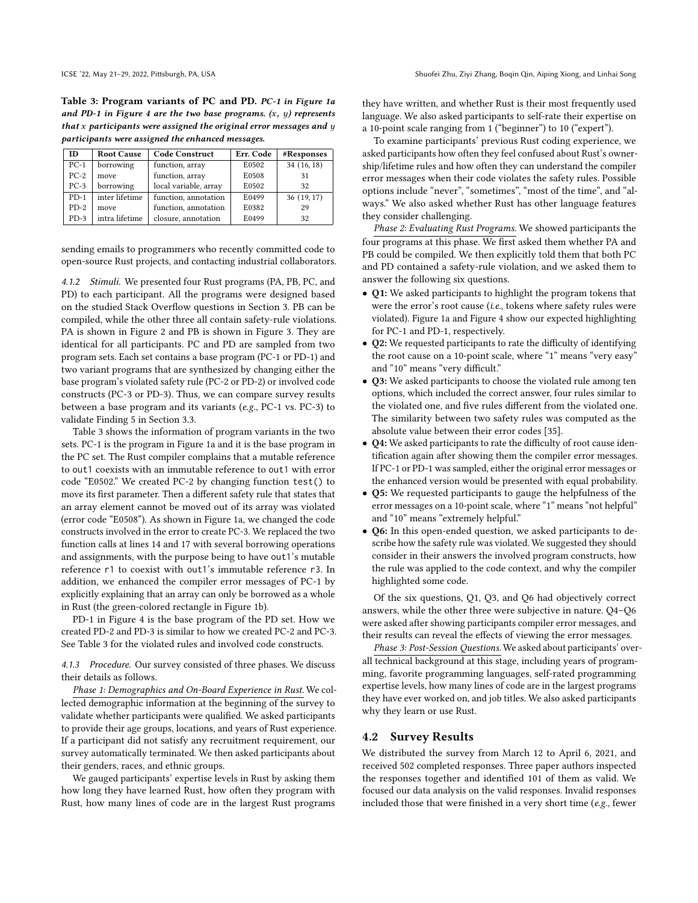**Table 3: Program variants of PC and PD.** ***PC-1 in Figure 1a and PD-1 in Figure 4 are the two base programs. (x, y) represents that x participants were assigned the original error messages and y participants were assigned the enhanced messages.***

| ID | Root Cause | Code Construct | Err. Code | #Responses |
|---|---|---|---|---|
| PC-1 | borrowing | function, array | E0502 | 34 (16, 18) |
| PC-2 | move | function, array | E0508 | 31 |
| PC-3 | borrowing | local variable, array | E0502 | 32 |
| PD-1 | inter lifetime | function, annotation | E0499 | 36 (19, 17) |
| PD-2 | move | function, annotation | E0382 | 29 |
| PD-3 | intra lifetime | closure, annotation | E0499 | 32 |

sending emails to programmers who recently committed code to open-source Rust projects, and contacting industrial collaborators.

*4.1.2 Stimuli.* We presented four Rust programs (PA, PB, PC, and PD) to each participant. All the programs were designed based on the studied Stack Overflow questions in Section 3. PB can be compiled, while the other three all contain safety-rule violations. PA is shown in Figure 2 and PB is shown in Figure 3. They are identical for all participants. PC and PD are sampled from two program sets. Each set contains a base program (PC-1 or PD-1) and two variant programs that are synthesized by changing either the base program's violated safety rule (PC-2 or PD-2) or involved code constructs (PC-3 or PD-3). Thus, we can compare survey results between a base program and its variants (*e.g.*, PC-1 vs. PC-3) to validate Finding 5 in Section 3.3.

Table 3 shows the information of program variants in the two sets. PC-1 is the program in Figure 1a and it is the base program in the PC set. The Rust compiler complains that a mutable reference to `out1` coexists with an immutable reference to `out1` with error code "E0502." We created PC-2 by changing function `test()` to move its first parameter. Then a different safety rule that states that an array element cannot be moved out of its array was violated (error code "E0508"). As shown in Figure 1a, we changed the code constructs involved in the error to create PC-3. We replaced the two function calls at lines 14 and 17 with several borrowing operations and assignments, with the purpose being to have `out1`'s mutable reference `r1` to coexist with `out1`'s immutable reference `r3`. In addition, we enhanced the compiler error messages of PC-1 by explicitly explaining that an array can only be borrowed as a whole in Rust (the green-colored rectangle in Figure 1b).

PD-1 in Figure 4 is the base program of the PD set. How we created PD-2 and PD-3 is similar to how we created PC-2 and PC-3. See Table 3 for the violated rules and involved code constructs.

*4.1.3 Procedure.* Our survey consisted of three phases. We discuss their details as follows.

*Phase 1: Demographics and On-Board Experience in Rust.* We collected demographic information at the beginning of the survey to validate whether participants were qualified. We asked participants to provide their age groups, locations, and years of Rust experience. If a participant did not satisfy any recruitment requirement, our survey automatically terminated. We then asked participants about their genders, races, and ethnic groups.

We gauged participants' expertise levels in Rust by asking them how long they have learned Rust, how often they program with Rust, how many lines of code are in the largest Rust programs they have written, and whether Rust is their most frequently used language. We also asked participants to self-rate their expertise on a 10-point scale ranging from 1 ("beginner") to 10 ("expert").

To examine participants' previous Rust coding experience, we asked participants how often they feel confused about Rust's ownership/lifetime rules and how often they can understand the compiler error messages when their code violates the safety rules. Possible options include "never", "sometimes", "most of the time", and "always." We also asked whether Rust has other language features they consider challenging.

*Phase 2: Evaluating Rust Programs.* We showed participants the four programs at this phase. We first asked them whether PA and PB could be compiled. We then explicitly told them that both PC and PD contained a safety-rule violation, and we asked them to answer the following six questions.

- **Q1:** We asked participants to highlight the program tokens that were the error's root cause (*i.e.*, tokens where safety rules were violated). Figure 1a and Figure 4 show our expected highlighting for PC-1 and PD-1, respectively.
- **Q2:** We requested participants to rate the difficulty of identifying the root cause on a 10-point scale, where "1" means "very easy" and "10" means "very difficult."
- **Q3:** We asked participants to choose the violated rule among ten options, which included the correct answer, four rules similar to the violated one, and five rules different from the violated one. The similarity between two safety rules was computed as the absolute value between their error codes [35].
- **Q4:** We asked participants to rate the difficulty of root cause identification again after showing them the compiler error messages. If PC-1 or PD-1 was sampled, either the original error messages or the enhanced version would be presented with equal probability.
- **Q5:** We requested participants to gauge the helpfulness of the error messages on a 10-point scale, where "1" means "not helpful" and "10" means "extremely helpful."
- **Q6:** In this open-ended question, we asked participants to describe how the safety rule was violated. We suggested they should consider in their answers the involved program constructs, how the rule was applied to the code context, and why the compiler highlighted some code.

Of the six questions, Q1, Q3, and Q6 had objectively correct answers, while the other three were subjective in nature. Q4–Q6 were asked after showing participants compiler error messages, and their results can reveal the effects of viewing the error messages.

*Phase 3: Post-Session Questions.* We asked about participants' overall technical background at this stage, including years of programming, favorite programming languages, self-rated programming expertise levels, how many lines of code are in the largest programs they have ever worked on, and job titles. We also asked participants why they learn or use Rust.

## 4.2 Survey Results

We distributed the survey from March 12 to April 6, 2021, and received 502 completed responses. Three paper authors inspected the responses together and identified 101 of them as valid. We focused our data analysis on the valid responses. Invalid responses included those that were finished in a very short time (*e.g.*, fewer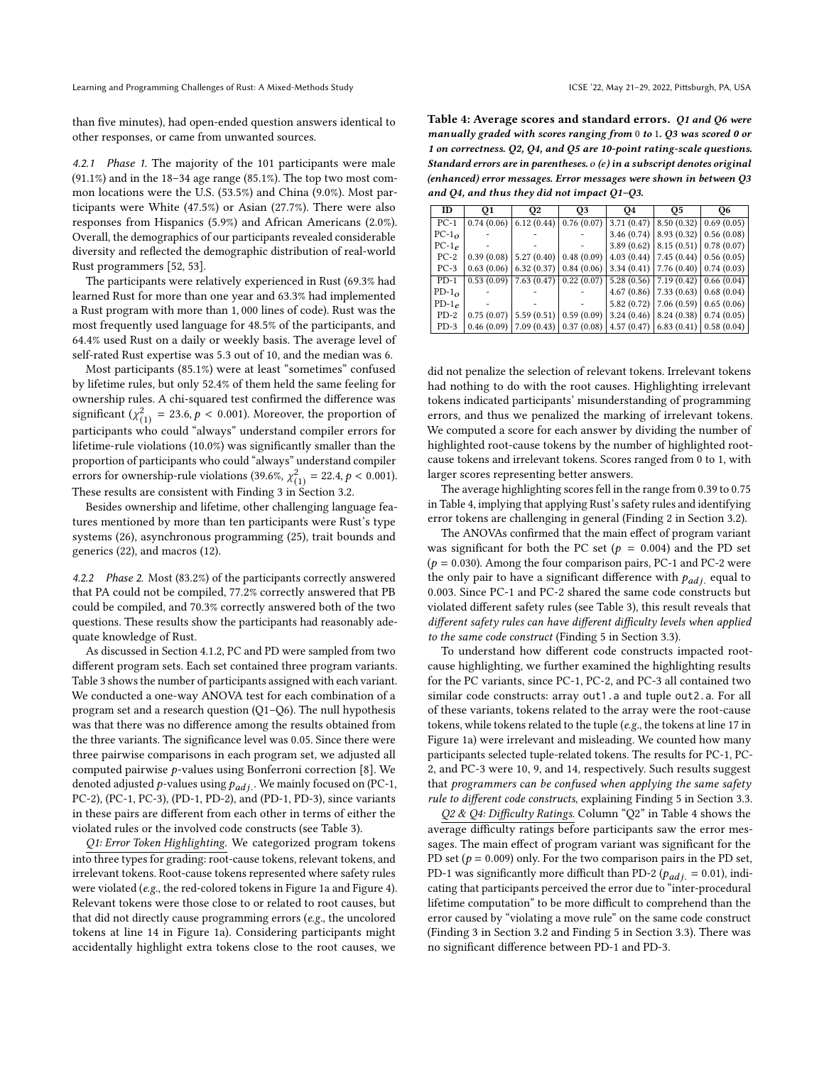than five minutes), had open-ended question answers identical to other responses, or came from unwanted sources.

#### 4.2.1 Phase 1.

The majority of the 101 participants were male (91.1%) and in the 18–34 age range (85.1%). The top two most common locations were the U.S. (53.5%) and China (9.0%). Most participants were White (47.5%) or Asian (27.7%). There were also responses from Hispanics (5.9%) and African Americans (2.0%). Overall, the demographics of our participants revealed considerable diversity and reflected the demographic distribution of real-world Rust programmers [52, 53].

The participants were relatively experienced in Rust (69.3% had learned Rust for more than one year and 63.3% had implemented a Rust program with more than 1,000 lines of code). Rust was the most frequently used language for 48.5% of the participants, and 64.4% used Rust on a daily or weekly basis. The average level of self-rated Rust expertise was 5.3 out of 10, and the median was 6.

Most participants (85.1%) were at least "sometimes" confused by lifetime rules, but only 52.4% of them held the same feeling for ownership rules. A chi-squared test confirmed the difference was significant ($\chi^2_{(1)} = 23.6, p < 0.001$). Moreover, the proportion of participants who could "always" understand compiler errors for lifetime-rule violations (10.0%) was significantly smaller than the proportion of participants who could "always" understand compiler errors for ownership-rule violations (39.6%, $\chi^2_{(1)} = 22.4, p < 0.001$). These results are consistent with Finding 3 in Section 3.2.

Besides ownership and lifetime, other challenging language features mentioned by more than ten participants were Rust's type systems (26), asynchronous programming (25), trait bounds and generics (22), and macros (12).

#### 4.2.2 Phase 2.

Most (83.2%) of the participants correctly answered that PA could not be compiled, 77.2% correctly answered that PB could be compiled, and 70.3% correctly answered both of the two questions. These results show the participants had reasonably adequate knowledge of Rust.

As discussed in Section 4.1.2, PC and PD were sampled from two different program sets. Each set contained three program variants. Table 3 shows the number of participants assigned with each variant. We conducted a one-way ANOVA test for each combination of a program set and a research question (Q1–Q6). The null hypothesis was that there was no difference among the results obtained from the three variants. The significance level was 0.05. Since there were three pairwise comparisons in each program set, we adjusted all computed pairwise $p$-values using Bonferroni correction [8]. We denoted adjusted $p$-values using $p_{adj.}$. We mainly focused on (PC-1, PC-2), (PC-1, PC-3), (PD-1, PD-2), and (PD-1, PD-3), since variants in these pairs are different from each other in terms of either the violated rules or the involved code constructs (see Table 3).

*Q1: Error Token Highlighting.* We categorized program tokens into three types for grading: root-cause tokens, relevant tokens, and irrelevant tokens. Root-cause tokens represented where safety rules were violated (*e.g.*, the red-colored tokens in Figure 1a and Figure 4). Relevant tokens were those close to or related to root causes, but that did not directly cause programming errors (*e.g.*, the uncolored tokens at line 14 in Figure 1a). Considering participants might accidentally highlight extra tokens close to the root causes, we did not penalize the selection of relevant tokens. Irrelevant tokens had nothing to do with the root causes. Highlighting irrelevant tokens indicated participants' misunderstanding of programming errors, and thus we penalized the marking of irrelevant tokens. We computed a score for each answer by dividing the number of highlighted root-cause tokens by the number of highlighted root-cause tokens and irrelevant tokens. Scores ranged from 0 to 1, with larger scores representing better answers.

**Table 4: Average scores and standard errors.** ***Q1 and Q6 were manually graded with scores ranging from 0 to 1. Q3 was scored 0 or 1 on correctness. Q2, Q4, and Q5 are 10-point rating-scale questions. Standard errors are in parentheses. o (e) in a subscript denotes original (enhanced) error messages. Error messages were shown in between Q3 and Q4, and thus they did not impact Q1–Q3.***

| ID | Q1 | Q2 | Q3 | Q4 | Q5 | Q6 |
|---|---|---|---|---|---|---|
| PC-1 | 0.74 (0.06) | 6.12 (0.44) | 0.76 (0.07) | 3.71 (0.47) | 8.50 (0.32) | 0.69 (0.05) |
| PC-1$_o$ | - | - | - | 3.46 (0.74) | 8.93 (0.32) | 0.56 (0.08) |
| PC-1$_e$ | - | - | - | 3.89 (0.62) | 8.15 (0.51) | 0.78 (0.07) |
| PC-2 | 0.39 (0.08) | 5.27 (0.40) | 0.48 (0.09) | 4.03 (0.44) | 7.45 (0.44) | 0.56 (0.05) |
| PC-3 | 0.63 (0.06) | 6.32 (0.37) | 0.84 (0.06) | 3.34 (0.41) | 7.76 (0.40) | 0.74 (0.03) |
| PD-1 | 0.53 (0.09) | 7.63 (0.47) | 0.22 (0.07) | 5.28 (0.56) | 7.19 (0.42) | 0.66 (0.04) |
| PD-1$_o$ | - | - | - | 4.67 (0.86) | 7.33 (0.63) | 0.68 (0.04) |
| PD-1$_e$ | - | - | - | 5.82 (0.72) | 7.06 (0.59) | 0.65 (0.06) |
| PD-2 | 0.75 (0.07) | 5.59 (0.51) | 0.59 (0.09) | 3.24 (0.46) | 8.24 (0.38) | 0.74 (0.05) |
| PD-3 | 0.46 (0.09) | 7.09 (0.43) | 0.37 (0.08) | 4.57 (0.47) | 6.83 (0.41) | 0.58 (0.04) |

The average highlighting scores fell in the range from 0.39 to 0.75 in Table 4, implying that applying Rust's safety rules and identifying error tokens are challenging in general (Finding 2 in Section 3.2).

The ANOVAs confirmed that the main effect of program variant was significant for both the PC set ($p = 0.004$) and the PD set ($p = 0.030$). Among the four comparison pairs, PC-1 and PC-2 were the only pair to have a significant difference with $p_{adj.}$ equal to 0.003. Since PC-1 and PC-2 shared the same code constructs but violated different safety rules (see Table 3), this result reveals that *different safety rules can have different difficulty levels when applied to the same code construct* (Finding 5 in Section 3.3).

To understand how different code constructs impacted root-cause highlighting, we further examined the highlighting results for the PC variants, since PC-1, PC-2, and PC-3 all contained two similar code constructs: array `out1.a` and tuple `out2.a`. For all of these variants, tokens related to the array were the root-cause tokens, while tokens related to the tuple (*e.g.*, the tokens at line 17 in Figure 1a) were irrelevant and misleading. We counted how many participants selected tuple-related tokens. The results for PC-1, PC-2, and PC-3 were 10, 9, and 14, respectively. Such results suggest that *programmers can be confused when applying the same safety rule to different code constructs*, explaining Finding 5 in Section 3.3.

*Q2 & Q4: Difficulty Ratings.* Column "Q2" in Table 4 shows the average difficulty ratings before participants saw the error messages. The main effect of program variant was significant for the PD set ($p = 0.009$) only. For the two comparison pairs in the PD set, PD-1 was significantly more difficult than PD-2 ($p_{adj.} = 0.01$), indicating that participants perceived the error due to "inter-procedural lifetime computation" to be more difficult to comprehend than the error caused by "violating a move rule" on the same code construct (Finding 3 in Section 3.2 and Finding 5 in Section 3.3). There was no significant difference between PD-1 and PD-3.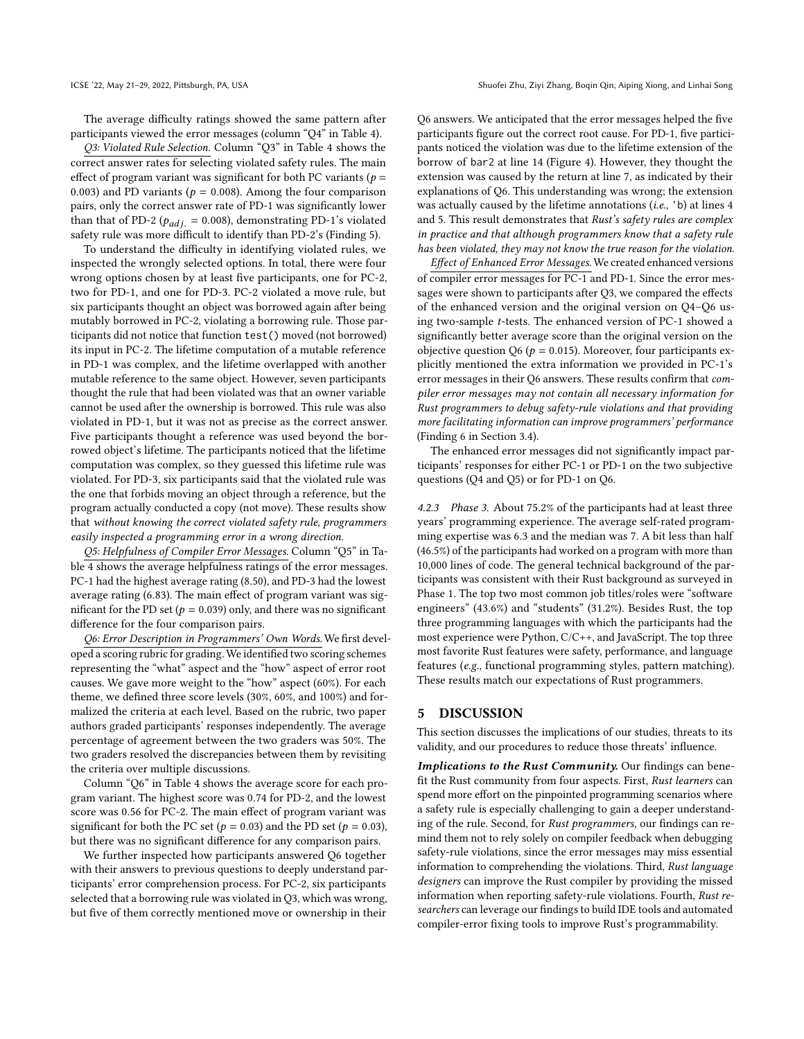The average difficulty ratings showed the same pattern after participants viewed the error messages (column "Q4" in Table 4).

Q3: Violated Rule Selection. Column "Q3" in Table 4 shows the correct answer rates for selecting violated safety rules. The main effect of program variant was significant for both PC variants ($p = 0.003$) and PD variants ($p = 0.008$). Among the four comparison pairs, only the correct answer rate of PD-1 was significantly lower than that of PD-2 ($p_{adj.} = 0.008$), demonstrating PD-1's violated safety rule was more difficult to identify than PD-2's (Finding 5).

To understand the difficulty in identifying violated rules, we inspected the wrongly selected options. In total, there were four wrong options chosen by at least five participants, one for PC-2, two for PD-1, and one for PD-3. PC-2 violated a move rule, but six participants thought an object was borrowed again after being mutably borrowed in PC-2, violating a borrowing rule. Those participants did not notice that function `test()` moved (not borrowed) its input in PC-2. The lifetime computation of a mutable reference in PD-1 was complex, and the lifetime overlapped with another mutable reference to the same object. However, seven participants thought the rule that had been violated was that an owner variable cannot be used after the ownership is borrowed. This rule was also violated in PD-1, but it was not as precise as the correct answer. Five participants thought a reference was used beyond the borrowed object's lifetime. The participants noticed that the lifetime computation was complex, so they guessed this lifetime rule was violated. For PD-3, six participants said that the violated rule was the one that forbids moving an object through a reference, but the program actually conducted a copy (not move). These results show that *without knowing the correct violated safety rule, programmers easily inspected a programming error in a wrong direction.*

Q5: Helpfulness of Compiler Error Messages. Column "Q5" in Table 4 shows the average helpfulness ratings of the error messages. PC-1 had the highest average rating (8.50), and PD-3 had the lowest average rating (6.83). The main effect of program variant was significant for the PD set ($p = 0.039$) only, and there was no significant difference for the four comparison pairs.

Q6: Error Description in Programmers' Own Words. We first developed a scoring rubric for grading. We identified two scoring schemes representing the "what" aspect and the "how" aspect of error root causes. We gave more weight to the "how" aspect (60%). For each theme, we defined three score levels (30%, 60%, and 100%) and formalized the criteria at each level. Based on the rubric, two paper authors graded participants' responses independently. The average percentage of agreement between the two graders was 50%. The two graders resolved the discrepancies between them by revisiting the criteria over multiple discussions.

Column "Q6" in Table 4 shows the average score for each program variant. The highest score was 0.74 for PD-2, and the lowest score was 0.56 for PC-2. The main effect of program variant was significant for both the PC set ($p = 0.03$) and the PD set ($p = 0.03$), but there was no significant difference for any comparison pairs.

We further inspected how participants answered Q6 together with their answers to previous questions to deeply understand participants' error comprehension process. For PC-2, six participants selected that a borrowing rule was violated in Q3, which was wrong, but five of them correctly mentioned move or ownership in their Q6 answers. We anticipated that the error messages helped the five participants figure out the correct root cause. For PD-1, five participants noticed the violation was due to the lifetime extension of the borrow of `bar2` at line 14 (Figure 4). However, they thought the extension was caused by the return at line 7, as indicated by their explanations of Q6. This understanding was wrong; the extension was actually caused by the lifetime annotations (*i.e.*, `'b`) at lines 4 and 5. This result demonstrates that *Rust's safety rules are complex in practice and that although programmers know that a safety rule has been violated, they may not know the true reason for the violation.*

Effect of Enhanced Error Messages. We created enhanced versions of compiler error messages for PC-1 and PD-1. Since the error messages were shown to participants after Q3, we compared the effects of the enhanced version and the original version on Q4–Q6 using two-sample $t$-tests. The enhanced version of PC-1 showed a significantly better average score than the original version on the objective question Q6 ($p = 0.015$). Moreover, four participants explicitly mentioned the extra information we provided in PC-1's error messages in their Q6 answers. These results confirm that *compiler error messages may not contain all necessary information for Rust programmers to debug safety-rule violations and that providing more facilitating information can improve programmers' performance* (Finding 6 in Section 3.4).

The enhanced error messages did not significantly impact participants' responses for either PC-1 or PD-1 on the two subjective questions (Q4 and Q5) or for PD-1 on Q6.

#### 4.2.3 Phase 3.

About 75.2% of the participants had at least three years' programming experience. The average self-rated programming expertise was 6.3 and the median was 7. A bit less than half (46.5%) of the participants had worked on a program with more than 10,000 lines of code. The general technical background of the participants was consistent with their Rust background as surveyed in Phase 1. The top two most common job titles/roles were "software engineers" (43.6%) and "students" (31.2%). Besides Rust, the top three programming languages with which the participants had the most experience were Python, C/C++, and JavaScript. The top three most favorite Rust features were safety, performance, and language features (*e.g.*, functional programming styles, pattern matching). These results match our expectations of Rust programmers.

## 5 DISCUSSION

This section discusses the implications of our studies, threats to its validity, and our procedures to reduce those threats' influence.

***Implications to the Rust Community.*** Our findings can benefit the Rust community from four aspects. First, *Rust learners* can spend more effort on the pinpointed programming scenarios where a safety rule is especially challenging to gain a deeper understanding of the rule. Second, for *Rust programmers*, our findings can remind them not to rely solely on compiler feedback when debugging safety-rule violations, since the error messages may miss essential information to comprehending the violations. Third, *Rust language designers* can improve the Rust compiler by providing the missed information when reporting safety-rule violations. Fourth, *Rust researchers* can leverage our findings to build IDE tools and automated compiler-error fixing tools to improve Rust's programmability.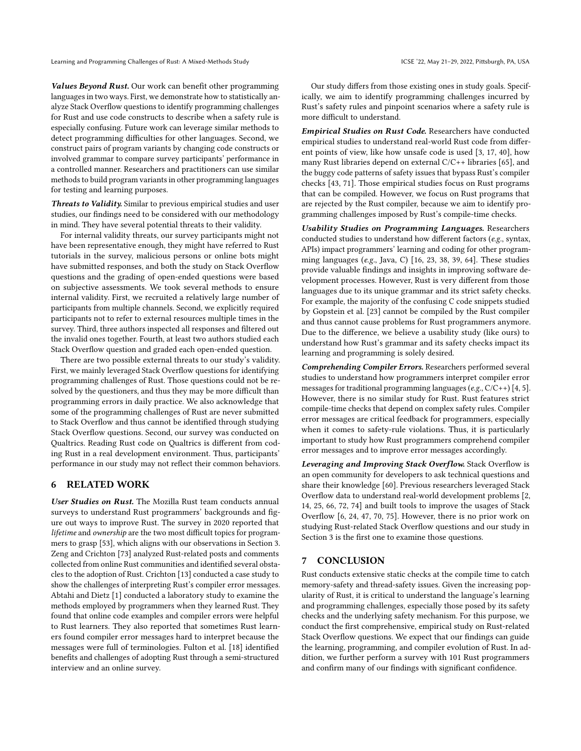***Values Beyond Rust.*** Our work can benefit other programming languages in two ways. First, we demonstrate how to statistically analyze Stack Overflow questions to identify programming challenges for Rust and use code constructs to describe when a safety rule is especially confusing. Future work can leverage similar methods to detect programming difficulties for other languages. Second, we construct pairs of program variants by changing code constructs or involved grammar to compare survey participants' performance in a controlled manner. Researchers and practitioners can use similar methods to build program variants in other programming languages for testing and learning purposes.

***Threats to Validity.*** Similar to previous empirical studies and user studies, our findings need to be considered with our methodology in mind. They have several potential threats to their validity.

For internal validity threats, our survey participants might not have been representative enough, they might have referred to Rust tutorials in the survey, malicious persons or online bots might have submitted responses, and both the study on Stack Overflow questions and the grading of open-ended questions were based on subjective assessments. We took several methods to ensure internal validity. First, we recruited a relatively large number of participants from multiple channels. Second, we explicitly required participants not to refer to external resources multiple times in the survey. Third, three authors inspected all responses and filtered out the invalid ones together. Fourth, at least two authors studied each Stack Overflow question and graded each open-ended question.

There are two possible external threats to our study's validity. First, we mainly leveraged Stack Overflow questions for identifying programming challenges of Rust. Those questions could not be resolved by the questioners, and thus they may be more difficult than programming errors in daily practice. We also acknowledge that some of the programming challenges of Rust are never submitted to Stack Overflow and thus cannot be identified through studying Stack Overflow questions. Second, our survey was conducted on Qualtrics. Reading Rust code on Qualtrics is different from coding Rust in a real development environment. Thus, participants' performance in our study may not reflect their common behaviors.

## 6 RELATED WORK

***User Studies on Rust.*** The Mozilla Rust team conducts annual surveys to understand Rust programmers' backgrounds and figure out ways to improve Rust. The survey in 2020 reported that *lifetime* and *ownership* are the two most difficult topics for programmers to grasp [53], which aligns with our observations in Section 3. Zeng and Crichton [73] analyzed Rust-related posts and comments collected from online Rust communities and identified several obstacles to the adoption of Rust. Crichton [13] conducted a case study to show the challenges of interpreting Rust's compiler error messages. Abtahi and Dietz [1] conducted a laboratory study to examine the methods employed by programmers when they learned Rust. They found that online code examples and compiler errors were helpful to Rust learners. They also reported that sometimes Rust learners found compiler error messages hard to interpret because the messages were full of terminologies. Fulton et al. [18] identified benefits and challenges of adopting Rust through a semi-structured interview and an online survey.

Our study differs from those existing ones in study goals. Specifically, we aim to identify programming challenges incurred by Rust's safety rules and pinpoint scenarios where a safety rule is more difficult to understand.

***Empirical Studies on Rust Code.*** Researchers have conducted empirical studies to understand real-world Rust code from different points of view, like how unsafe code is used [3, 17, 40], how many Rust libraries depend on external C/C++ libraries [65], and the buggy code patterns of safety issues that bypass Rust's compiler checks [43, 71]. Those empirical studies focus on Rust programs that can be compiled. However, we focus on Rust programs that are rejected by the Rust compiler, because we aim to identify programming challenges imposed by Rust's compile-time checks.

***Usability Studies on Programming Languages.*** Researchers conducted studies to understand how different factors (*e.g.*, syntax, APIs) impact programmers' learning and coding for other programming languages (*e.g.*, Java, C) [16, 23, 38, 39, 64]. These studies provide valuable findings and insights in improving software development processes. However, Rust is very different from those languages due to its unique grammar and its strict safety checks. For example, the majority of the confusing C code snippets studied by Gopstein et al. [23] cannot be compiled by the Rust compiler and thus cannot cause problems for Rust programmers anymore. Due to the difference, we believe a usability study (like ours) to understand how Rust's grammar and its safety checks impact its learning and programming is solely desired.

***Comprehending Compiler Errors.*** Researchers performed several studies to understand how programmers interpret compiler error messages for traditional programming languages (*e.g.*, C/C++) [4, 5]. However, there is no similar study for Rust. Rust features strict compile-time checks that depend on complex safety rules. Compiler error messages are critical feedback for programmers, especially when it comes to safety-rule violations. Thus, it is particularly important to study how Rust programmers comprehend compiler error messages and to improve error messages accordingly.

***Leveraging and Improving Stack Overflow.*** Stack Overflow is an open community for developers to ask technical questions and share their knowledge [60]. Previous researchers leveraged Stack Overflow data to understand real-world development problems [2, 14, 25, 66, 72, 74] and built tools to improve the usages of Stack Overflow [6, 24, 47, 70, 75]. However, there is no prior work on studying Rust-related Stack Overflow questions and our study in Section 3 is the first one to examine those questions.

## 7 CONCLUSION

Rust conducts extensive static checks at the compile time to catch memory-safety and thread-safety issues. Given the increasing popularity of Rust, it is critical to understand the language's learning and programming challenges, especially those posed by its safety checks and the underlying safety mechanism. For this purpose, we conduct the first comprehensive, empirical study on Rust-related Stack Overflow questions. We expect that our findings can guide the learning, programming, and compiler evolution of Rust. In addition, we further perform a survey with 101 Rust programmers and confirm many of our findings with significant confidence.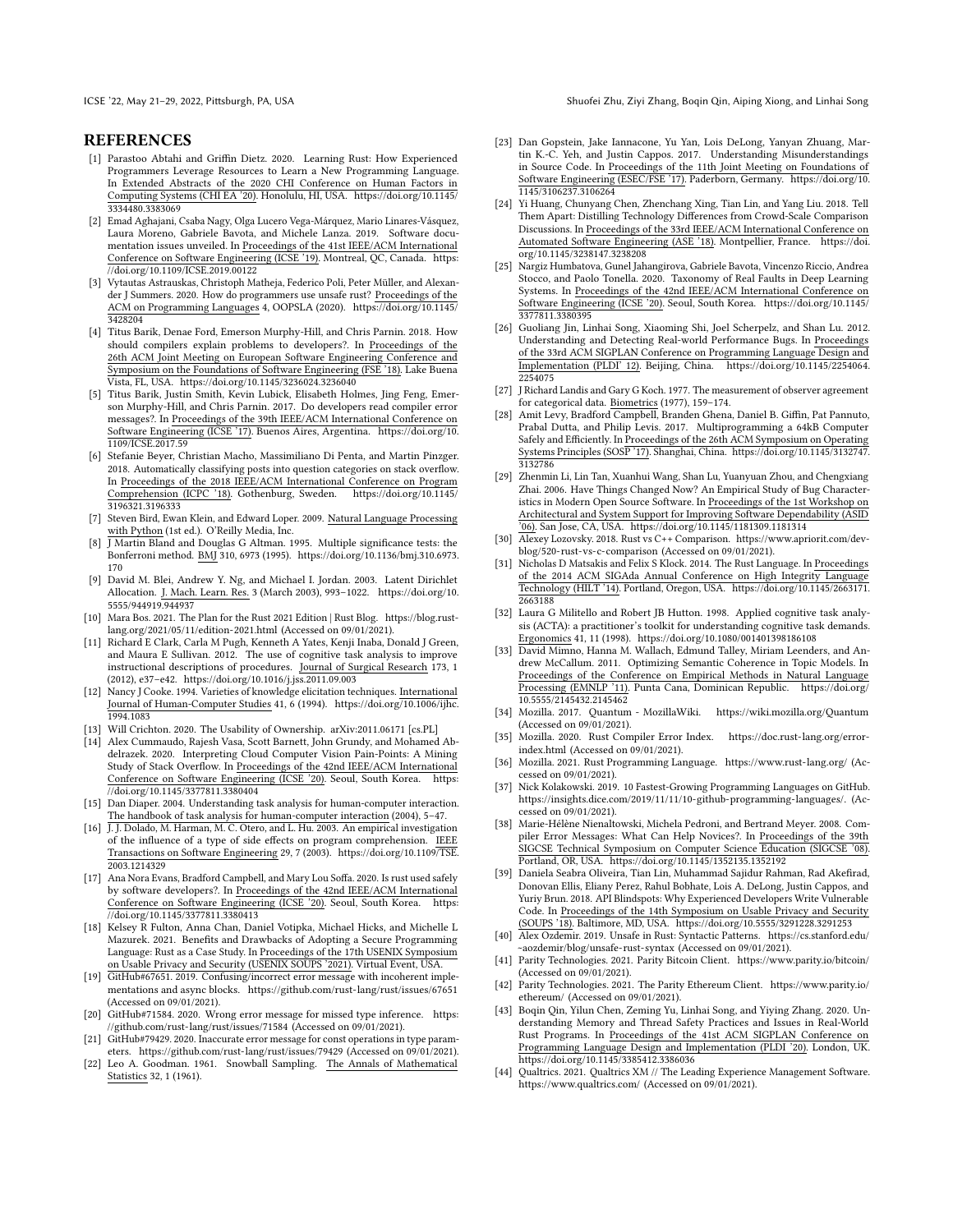## REFERENCES

[1] Parastoo Abtahi and Griffin Dietz. 2020. Learning Rust: How Experienced Programmers Leverage Resources to Learn a New Programming Language. In Extended Abstracts of the 2020 CHI Conference on Human Factors in Computing Systems (CHI EA '20). Honolulu, HI, USA. https://doi.org/10.1145/3334480.3383069

[2] Emad Aghajani, Csaba Nagy, Olga Lucero Vega-Márquez, Mario Linares-Vásquez, Laura Moreno, Gabriele Bavota, and Michele Lanza. 2019. Software documentation issues unveiled. In Proceedings of the 41st IEEE/ACM International Conference on Software Engineering (ICSE '19). Montreal, QC, Canada. https://doi.org/10.1109/ICSE.2019.00122

[3] Vytautas Astrauskas, Christoph Matheja, Federico Poli, Peter Müller, and Alexander J Summers. 2020. How do programmers use unsafe rust? Proceedings of the ACM on Programming Languages 4, OOPSLA (2020). https://doi.org/10.1145/3428204

[4] Titus Barik, Denae Ford, Emerson Murphy-Hill, and Chris Parnin. 2018. How should compilers explain problems to developers?. In Proceedings of the 26th ACM Joint Meeting on European Software Engineering Conference and Symposium on the Foundations of Software Engineering (FSE '18). Lake Buena Vista, FL, USA. https://doi.org/10.1145/3236024.3236040

[5] Titus Barik, Justin Smith, Kevin Lubick, Elisabeth Holmes, Jing Feng, Emerson Murphy-Hill, and Chris Parnin. 2017. Do developers read compiler error messages?. In Proceedings of the 39th IEEE/ACM International Conference on Software Engineering (ICSE '17). Buenos Aires, Argentina. https://doi.org/10.1109/ICSE.2017.59

[6] Stefanie Beyer, Christian Macho, Massimiliano Di Penta, and Martin Pinzger. 2018. Automatically classifying posts into question categories on stack overflow. In Proceedings of the 2018 IEEE/ACM International Conference on Program Comprehension (ICPC '18). Gothenburg, Sweden. https://doi.org/10.1145/3196321.3196333

[7] Steven Bird, Ewan Klein, and Edward Loper. 2009. Natural Language Processing with Python (1st ed.). O'Reilly Media, Inc.

[8] J Martin Bland and Douglas G Altman. 1995. Multiple significance tests: the Bonferroni method. BMJ 310, 6973 (1995). https://doi.org/10.1136/bmj.310.6973.170

[9] David M. Blei, Andrew Y. Ng, and Michael I. Jordan. 2003. Latent Dirichlet Allocation. J. Mach. Learn. Res. 3 (March 2003), 993–1022. https://doi.org/10.5555/944919.944937

[10] Mara Bos. 2021. The Plan for the Rust 2021 Edition | Rust Blog. https://blog.rust-lang.org/2021/05/11/edition-2021.html (Accessed on 09/01/2021).

[11] Richard E Clark, Carla M Pugh, Kenneth A Yates, Kenji Inaba, Donald J Green, and Maura E Sullivan. 2012. The use of cognitive task analysis to improve instructional descriptions of procedures. Journal of Surgical Research 173, 1 (2012), e37–e42. https://doi.org/10.1016/j.jss.2011.09.003

[12] Nancy J Cooke. 1994. Varieties of knowledge elicitation techniques. International Journal of Human-Computer Studies 41, 6 (1994). https://doi.org/10.1006/ijhc.1994.1083

[13] Will Crichton. 2020. The Usability of Ownership. arXiv:2011.06171 [cs.PL]

[14] Alex Cummaudo, Rajesh Vasa, Scott Barnett, John Grundy, and Mohamed Abdelrazek. 2020. Interpreting Cloud Computer Vision Pain-Points: A Mining Study of Stack Overflow. In Proceedings of the 42nd IEEE/ACM International Conference on Software Engineering (ICSE '20). Seoul, South Korea. https://doi.org/10.1145/3377811.3380404

[15] Dan Diaper. 2004. Understanding task analysis for human-computer interaction. The handbook of task analysis for human-computer interaction (2004), 5–47.

[16] J. J. Dolado, M. Harman, M. C. Otero, and L. Hu. 2003. An empirical investigation of the influence of a type of side effects on program comprehension. IEEE Transactions on Software Engineering 29, 7 (2003). https://doi.org/10.1109/TSE.2003.1214329

[17] Ana Nora Evans, Bradford Campbell, and Mary Lou Soffa. 2020. Is rust used safely by software developers?. In Proceedings of the 42nd IEEE/ACM International Conference on Software Engineering (ICSE '20). Seoul, South Korea. https://doi.org/10.1145/3377811.3380413

[18] Kelsey R Fulton, Anna Chan, Daniel Votipka, Michael Hicks, and Michelle L Mazurek. 2021. Benefits and Drawbacks of Adopting a Secure Programming Language: Rust as a Case Study. In Proceedings of the 17th USENIX Symposium on Usable Privacy and Security (USENIX SOUPS '2021). Virtual Event, USA.

[19] GitHub#67651. 2019. Confusing/incorrect error message with incoherent implementations and async blocks. https://github.com/rust-lang/rust/issues/67651 (Accessed on 09/01/2021).

[20] GitHub#71584. 2020. Wrong error message for missed type inference. https://github.com/rust-lang/rust/issues/71584 (Accessed on 09/01/2021).

[21] GitHub#79429. 2020. Inaccurate error message for const operations in type parameters. https://github.com/rust-lang/rust/issues/79429 (Accessed on 09/01/2021).

[22] Leo A. Goodman. 1961. Snowball Sampling. The Annals of Mathematical Statistics 32, 1 (1961).

[23] Dan Gopstein, Jake Iannacone, Yu Yan, Lois DeLong, Yanyan Zhuang, Martin K.-C. Yeh, and Justin Cappos. 2017. Understanding Misunderstandings in Source Code. In Proceedings of the 11th Joint Meeting on Foundations of Software Engineering (ESEC/FSE '17). Paderborn, Germany. https://doi.org/10.1145/3106237.3106264

[24] Yi Huang, Chunyang Chen, Zhenchang Xing, Tian Lin, and Yang Liu. 2018. Tell Them Apart: Distilling Technology Differences from Crowd-Scale Comparison Discussions. In Proceedings of the 33rd IEEE/ACM International Conference on Automated Software Engineering (ASE '18). Montpellier, France. https://doi.org/10.1145/3238147.3238208

[25] Nargiz Humbatova, Gunel Jahangirova, Gabriele Bavota, Vincenzo Riccio, Andrea Stocco, and Paolo Tonella. 2020. Taxonomy of Real Faults in Deep Learning Systems. In Proceedings of the 42nd IEEE/ACM International Conference on Software Engineering (ICSE '20). Seoul, South Korea. https://doi.org/10.1145/3377811.3380395

[26] Guoliang Jin, Linhai Song, Xiaoming Shi, Joel Scherpelz, and Shan Lu. 2012. Understanding and Detecting Real-world Performance Bugs. In Proceedings of the 33rd ACM SIGPLAN Conference on Programming Language Design and Implementation (PLDI' 12). Beijing, China. https://doi.org/10.1145/2254064.2254075

[27] J Richard Landis and Gary G Koch. 1977. The measurement of observer agreement for categorical data. Biometrics (1977), 159–174.

[28] Amit Levy, Bradford Campbell, Branden Ghena, Daniel B. Giffin, Pat Pannuto, Prabal Dutta, and Philip Levis. 2017. Multiprogramming a 64kB Computer Safely and Efficiently. In Proceedings of the 26th ACM Symposium on Operating Systems Principles (SOSP '17). Shanghai, China. https://doi.org/10.1145/3132747.3132786

[29] Zhenmin Li, Lin Tan, Xuanhui Wang, Shan Lu, Yuanyuan Zhou, and Chengxiang Zhai. 2006. Have Things Changed Now? An Empirical Study of Bug Characteristics in Modern Open Source Software. In Proceedings of the 1st Workshop on Architectural and System Support for Improving Software Dependability (ASID '06). San Jose, CA, USA. https://doi.org/10.1145/1181309.1181314

[30] Alexey Lozovsky. 2018. Rust vs C++ Comparison. https://www.apriorit.com/dev-blog/520-rust-vs-c-comparison (Accessed on 09/01/2021).

[31] Nicholas D Matsakis and Felix S Klock. 2014. The Rust Language. In Proceedings of the 2014 ACM SIGAda Annual Conference on High Integrity Language Technology (HILT '14). Portland, Oregon, USA. https://doi.org/10.1145/2663171.2663188

[32] Laura G Militello and Robert JB Hutton. 1998. Applied cognitive task analysis (ACTA): a practitioner's toolkit for understanding cognitive task demands. Ergonomics 41, 11 (1998). https://doi.org/10.1080/001401398186108

[33] David Mimno, Hanna M. Wallach, Edmund Talley, Miriam Leenders, and Andrew McCallum. 2011. Optimizing Semantic Coherence in Topic Models. In Proceedings of the Conference on Empirical Methods in Natural Language Processing (EMNLP '11). Punta Cana, Dominican Republic. https://doi.org/10.5555/2145432.2145462

[34] Mozilla. 2017. Quantum - MozillaWiki. https://wiki.mozilla.org/Quantum (Accessed on 09/01/2021).

[35] Mozilla. 2020. Rust Compiler Error Index. https://doc.rust-lang.org/error-index.html (Accessed on 09/01/2021).

[36] Mozilla. 2021. Rust Programming Language. https://www.rust-lang.org/ (Accessed on 09/01/2021).

[37] Nick Kolakowski. 2019. 10 Fastest-Growing Programming Languages on GitHub. https://insights.dice.com/2019/11/11/10-github-programming-languages/. (Accessed on 09/01/2021).

[38] Marie-Hélène Nienaltowski, Michela Pedroni, and Bertrand Meyer. 2008. Compiler Error Messages: What Can Help Novices?. In Proceedings of the 39th SIGCSE Technical Symposium on Computer Science Education (SIGCSE '08). Portland, OR, USA. https://doi.org/10.1145/1352135.1352192

[39] Daniela Seabra Oliveira, Tian Lin, Muhammad Sajidur Rahman, Rad Akefirad, Donovan Ellis, Eliany Perez, Rahul Bobhate, Lois A. DeLong, Justin Cappos, and Yuriy Brun. 2018. API Blindspots: Why Experienced Developers Write Vulnerable Code. In Proceedings of the 14th Symposium on Usable Privacy and Security (SOUPS '18). Baltimore, MD, USA. https://doi.org/10.5555/3291228.3291253

[40] Alex Ozdemir. 2019. Unsafe in Rust: Syntactic Patterns. https://cs.stanford.edu/~aozdemir/blog/unsafe-rust-syntax (Accessed on 09/01/2021).

[41] Parity Technologies. 2021. Parity Bitcoin Client. https://www.parity.io/bitcoin/ (Accessed on 09/01/2021).

[42] Parity Technologies. 2021. The Parity Ethereum Client. https://www.parity.io/ethereum/ (Accessed on 09/01/2021).

[43] Boqin Qin, Yilun Chen, Zeming Yu, Linhai Song, and Yiying Zhang. 2020. Understanding Memory and Thread Safety Practices and Issues in Real-World Rust Programs. In Proceedings of the 41st ACM SIGPLAN Conference on Programming Language Design and Implementation (PLDI '20). London, UK. https://doi.org/10.1145/3385412.3386036

[44] Qualtrics. 2021. Qualtrics XM // The Leading Experience Management Software. https://www.qualtrics.com/ (Accessed on 09/01/2021).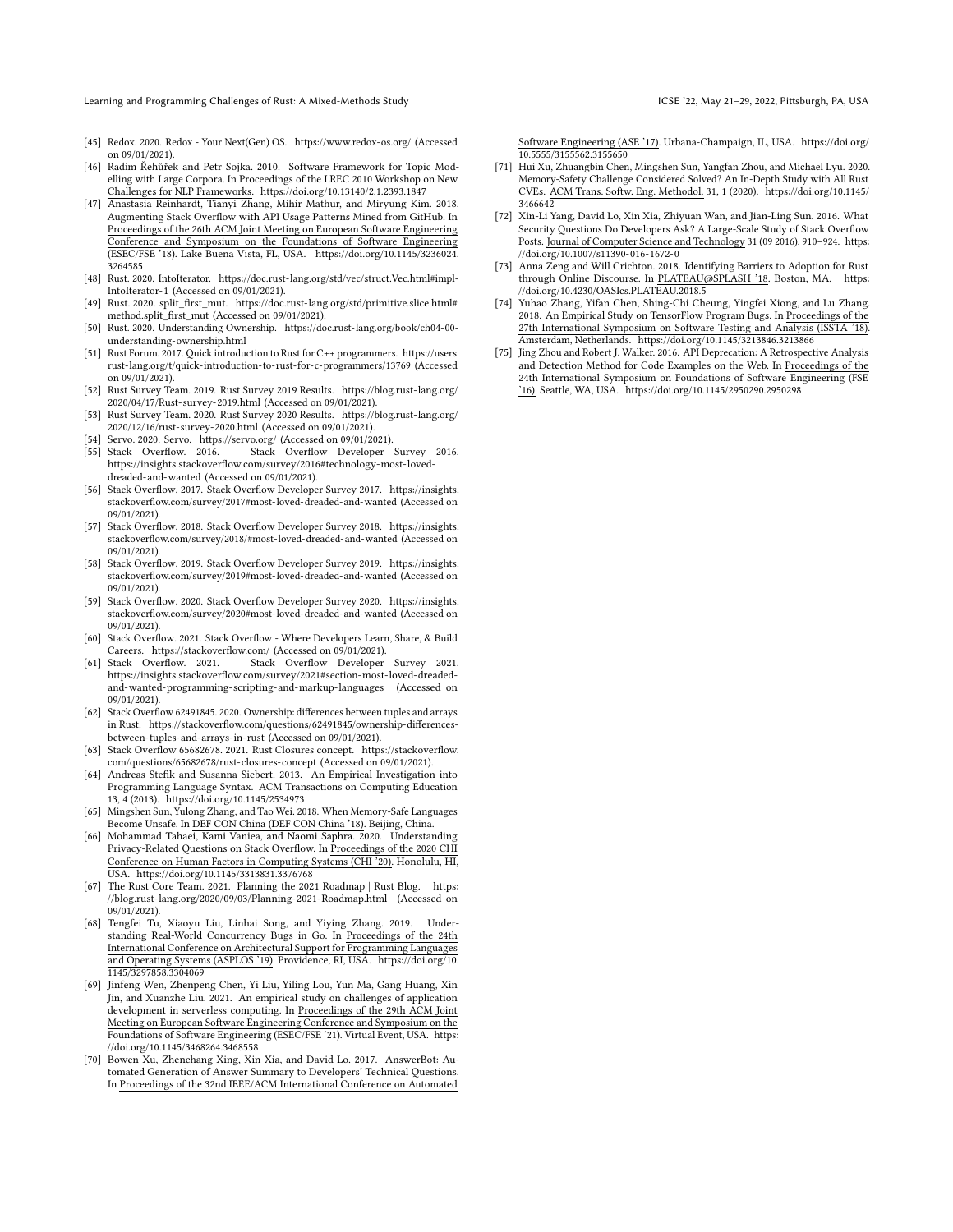- [45] Redox. 2020. Redox - Your Next(Gen) OS. https://www.redox-os.org/ (Accessed on 09/01/2021).
- [46] Radim Řehůřek and Petr Sojka. 2010. Software Framework for Topic Modelling with Large Corpora. In Proceedings of the LREC 2010 Workshop on New Challenges for NLP Frameworks. https://doi.org/10.13140/2.1.2393.1847
- [47] Anastasia Reinhardt, Tianyi Zhang, Mihir Mathur, and Miryung Kim. 2018. Augmenting Stack Overflow with API Usage Patterns Mined from GitHub. In Proceedings of the 26th ACM Joint Meeting on European Software Engineering Conference and Symposium on the Foundations of Software Engineering (ESEC/FSE '18). Lake Buena Vista, FL, USA. https://doi.org/10.1145/3236024.3264585
- [48] Rust. 2020. IntoIterator. https://doc.rust-lang.org/std/vec/struct.Vec.html#impl-IntoIterator-1 (Accessed on 09/01/2021).
- [49] Rust. 2020. split_first_mut. https://doc.rust-lang.org/std/primitive.slice.html#method.split_first_mut (Accessed on 09/01/2021).
- [50] Rust. 2020. Understanding Ownership. https://doc.rust-lang.org/book/ch04-00-understanding-ownership.html
- [51] Rust Forum. 2017. Quick introduction to Rust for C++ programmers. https://users.rust-lang.org/t/quick-introduction-to-rust-for-c-programmers/13769 (Accessed on 09/01/2021).
- [52] Rust Survey Team. 2019. Rust Survey 2019 Results. https://blog.rust-lang.org/2020/04/17/Rust-survey-2019.html (Accessed on 09/01/2021).
- [53] Rust Survey Team. 2020. Rust Survey 2020 Results. https://blog.rust-lang.org/2020/12/16/rust-survey-2020.html (Accessed on 09/01/2021).
- [54] Servo. 2020. Servo. https://servo.org/ (Accessed on 09/01/2021).
- [55] Stack Overflow. 2016. Stack Overflow Developer Survey 2016. https://insights.stackoverflow.com/survey/2016#technology-most-loved-dreaded-and-wanted (Accessed on 09/01/2021).
- [56] Stack Overflow. 2017. Stack Overflow Developer Survey 2017. https://insights.stackoverflow.com/survey/2017#most-loved-dreaded-and-wanted (Accessed on 09/01/2021).
- [57] Stack Overflow. 2018. Stack Overflow Developer Survey 2018. https://insights.stackoverflow.com/survey/2018/#most-loved-dreaded-and-wanted (Accessed on 09/01/2021).
- [58] Stack Overflow. 2019. Stack Overflow Developer Survey 2019. https://insights.stackoverflow.com/survey/2019#most-loved-dreaded-and-wanted (Accessed on 09/01/2021).
- [59] Stack Overflow. 2020. Stack Overflow Developer Survey 2020. https://insights.stackoverflow.com/survey/2020#most-loved-dreaded-and-wanted (Accessed on 09/01/2021).
- [60] Stack Overflow. 2021. Stack Overflow - Where Developers Learn, Share, & Build Careers. https://stackoverflow.com/ (Accessed on 09/01/2021).
- [61] Stack Overflow. 2021. Stack Overflow Developer Survey 2021. https://insights.stackoverflow.com/survey/2021#section-most-loved-dreaded-and-wanted-programming-scripting-and-markup-languages (Accessed on 09/01/2021).
- [62] Stack Overflow 62491845. 2020. Ownership: differences between tuples and arrays in Rust. https://stackoverflow.com/questions/62491845/ownership-differences-between-tuples-and-arrays-in-rust (Accessed on 09/01/2021).
- [63] Stack Overflow 65682678. 2021. Rust Closures concept. https://stackoverflow.com/questions/65682678/rust-closures-concept (Accessed on 09/01/2021).
- [64] Andreas Stefik and Susanna Siebert. 2013. An Empirical Investigation into Programming Language Syntax. ACM Transactions on Computing Education 13, 4 (2013). https://doi.org/10.1145/2534973
- [65] Mingshen Sun, Yulong Zhang, and Tao Wei. 2018. When Memory-Safe Languages Become Unsafe. In DEF CON China (DEF CON China '18). Beijing, China.
- [66] Mohammad Tahaei, Kami Vaniea, and Naomi Saphra. 2020. Understanding Privacy-Related Questions on Stack Overflow. In Proceedings of the 2020 CHI Conference on Human Factors in Computing Systems (CHI '20). Honolulu, HI, USA. https://doi.org/10.1145/3313831.3376768
- [67] The Rust Core Team. 2021. Planning the 2021 Roadmap | Rust Blog. https://blog.rust-lang.org/2020/09/03/Planning-2021-Roadmap.html (Accessed on 09/01/2021).
- [68] Tengfei Tu, Xiaoyu Liu, Linhai Song, and Yiying Zhang. 2019. Understanding Real-World Concurrency Bugs in Go. In Proceedings of the 24th International Conference on Architectural Support for Programming Languages and Operating Systems (ASPLOS '19). Providence, RI, USA. https://doi.org/10.1145/3297858.3304069
- [69] Jinfeng Wen, Zhenpeng Chen, Yi Liu, Yiling Lou, Yun Ma, Gang Huang, Xin Jin, and Xuanzhe Liu. 2021. An empirical study on challenges of application development in serverless computing. In Proceedings of the 29th ACM Joint Meeting on European Software Engineering Conference and Symposium on the Foundations of Software Engineering (ESEC/FSE '21). Virtual Event, USA. https://doi.org/10.1145/3468264.3468558
- [70] Bowen Xu, Zhenchang Xing, Xin Xia, and David Lo. 2017. AnswerBot: Automated Generation of Answer Summary to Developers' Technical Questions. In Proceedings of the 32nd IEEE/ACM International Conference on Automated Software Engineering (ASE '17). Urbana-Champaign, IL, USA. https://doi.org/10.5555/3155562.3155650
- [71] Hui Xu, Zhuangbin Chen, Mingshen Sun, Yangfan Zhou, and Michael Lyu. 2020. Memory-Safety Challenge Considered Solved? An In-Depth Study with All Rust CVEs. ACM Trans. Softw. Eng. Methodol. 31, 1 (2020). https://doi.org/10.1145/3466642
- [72] Xin-Li Yang, David Lo, Xin Xia, Zhiyuan Wan, and Jian-Ling Sun. 2016. What Security Questions Do Developers Ask? A Large-Scale Study of Stack Overflow Posts. Journal of Computer Science and Technology 31 (09 2016), 910–924. https://doi.org/10.1007/s11390-016-1672-0
- [73] Anna Zeng and Will Crichton. 2018. Identifying Barriers to Adoption for Rust through Online Discourse. In PLATEAU@SPLASH '18. Boston, MA. https://doi.org/10.4230/OASIcs.PLATEAU.2018.5
- [74] Yuhao Zhang, Yifan Chen, Shing-Chi Cheung, Yingfei Xiong, and Lu Zhang. 2018. An Empirical Study on TensorFlow Program Bugs. In Proceedings of the 27th International Symposium on Software Testing and Analysis (ISSTA '18). Amsterdam, Netherlands. https://doi.org/10.1145/3213846.3213866
- [75] Jing Zhou and Robert J. Walker. 2016. API Deprecation: A Retrospective Analysis and Detection Method for Code Examples on the Web. In Proceedings of the 24th International Symposium on Foundations of Software Engineering (FSE '16). Seattle, WA, USA. https://doi.org/10.1145/2950290.2950298